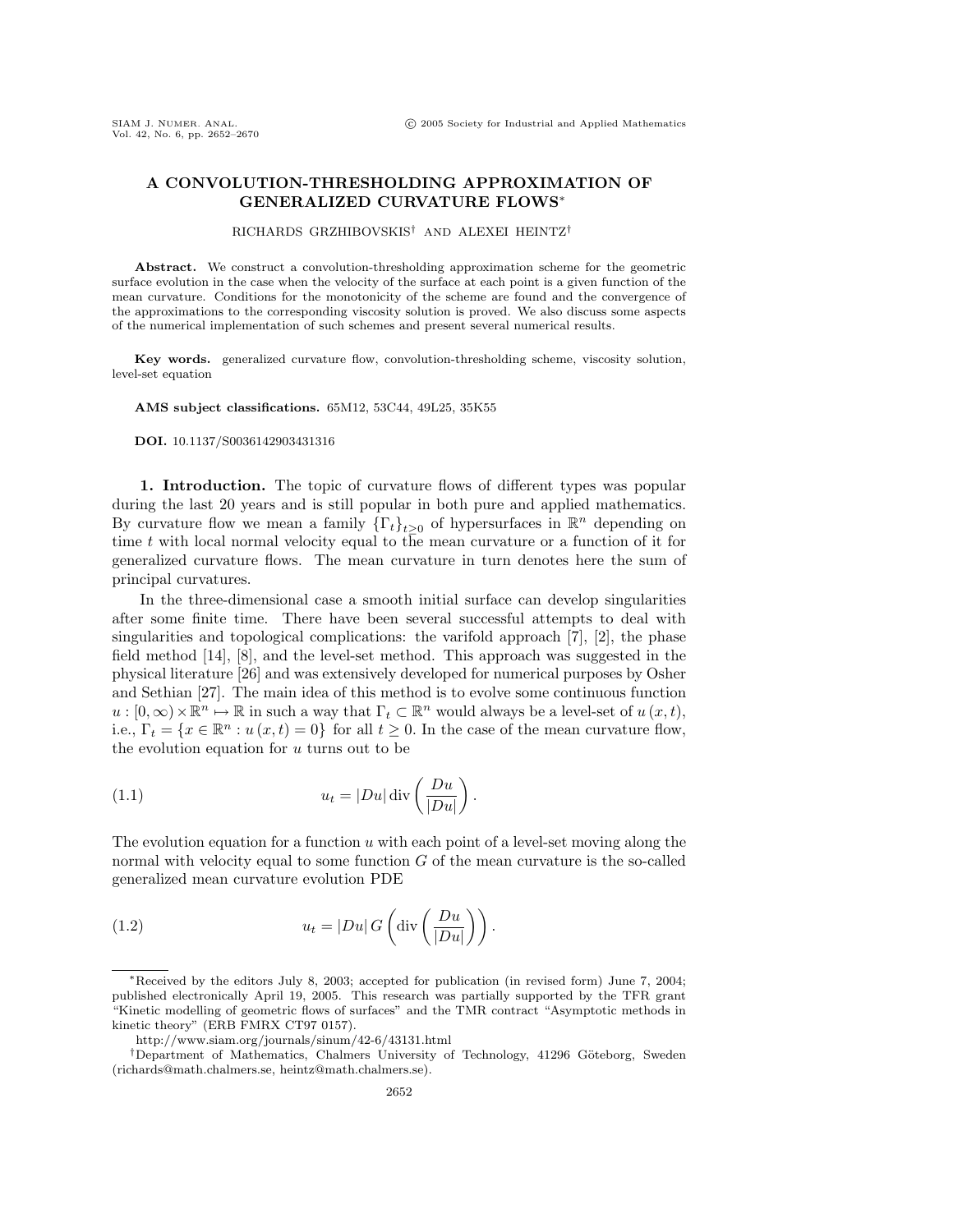# A CONVOLUTION-THRESHOLDING APPROXIMATION OF GENERALIZED CURVATURE FLOWS*

RICHARDS GRZHIBOVSKIS† AND ALEXEI HEINTZ†

**Abstract.** We construct a convolution-thresholding approximation scheme for the geometric surface evolution in the case when the velocity of the surface at each point is a given function of the mean curvature. Conditions for the monotonicity of the scheme are found and the convergence of the approximations to the corresponding viscosity solution is proved. We also discuss some aspects of the numerical implementation of such schemes and present several numerical results.

**Key words.** generalized curvature flow, convolution-thresholding scheme, viscosity solution, level-set equation

**AMS subject classifications.** 65M12, 53C44, 49L25, 35K55

**DOI.** 10.1137/S0036142903431316

## 1. Introduction.

The topic of curvature flows of different types was popular during the last 20 years and is still popular in both pure and applied mathematics. By curvature flow we mean a family $\{\Gamma_t\}_{t\geq 0}$ of hypersurfaces in $\mathbb{R}^n$ depending on time $t$ with local normal velocity equal to the mean curvature or a function of it for generalized curvature flows. The mean curvature in turn denotes here the sum of principal curvatures.

In the three-dimensional case a smooth initial surface can develop singularities after some finite time. There have been several successful attempts to deal with singularities and topological complications: the varifold approach [7], [2], the phase field method [14], [8], and the level-set method. This approach was suggested in the physical literature [26] and was extensively developed for numerical purposes by Osher and Sethian [27]. The main idea of this method is to evolve some continuous function $u : [0,\infty) \times \mathbb{R}^n \mapsto \mathbb{R}$ in such a way that $\Gamma_t \subset \mathbb{R}^n$ would always be a level-set of $u(x,t)$, i.e., $\Gamma_t = \{x \in \mathbb{R}^n : u(x,t) = 0\}$ for all $t \geq 0$. In the case of the mean curvature flow, the evolution equation for $u$ turns out to be

$$u_t = |Du| \operatorname{div}\left(\frac{Du}{|Du|}\right). \tag{1.1}$$

The evolution equation for a function $u$ with each point of a level-set moving along the normal with velocity equal to some function $G$ of the mean curvature is the so-called generalized mean curvature evolution PDE

$$u_t = |Du|\, G\left(\operatorname{div}\left(\frac{Du}{|Du|}\right)\right). \tag{1.2}$$

---

*Received by the editors July 8, 2003; accepted for publication (in revised form) June 7, 2004; published electronically April 19, 2005. This research was partially supported by the TFR grant "Kinetic modelling of geometric flows of surfaces" and the TMR contract "Asymptotic methods in kinetic theory" (ERB FMRX CT97 0157).

http://www.siam.org/journals/sinum/42-6/43131.html

†Department of Mathematics, Chalmers University of Technology, 41296 Göteborg, Sweden (richards@math.chalmers.se, heintz@math.chalmers.se).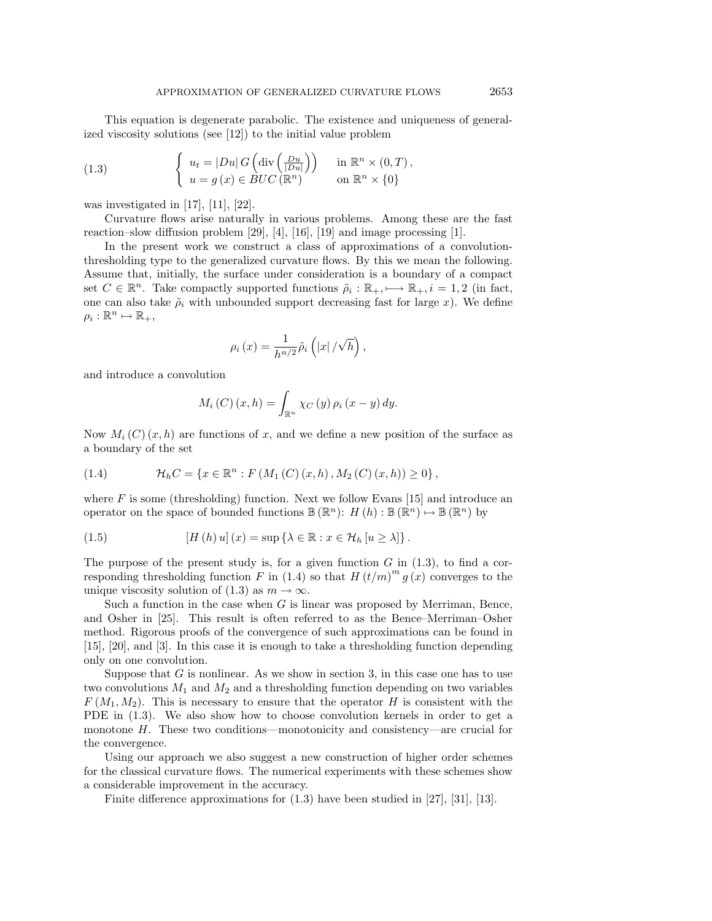This equation is degenerate parabolic. The existence and uniqueness of generalized viscosity solutions (see [12]) to the initial value problem

$$
\begin{cases} u_t = |Du| \, G\left(\operatorname{div}\left(\frac{Du}{|Du|}\right)\right) & \text{in } \mathbb{R}^n \times (0,T), \\ u = g(x) \in BUC(\mathbb{R}^n) & \text{on } \mathbb{R}^n \times \{0\} \end{cases} \tag{1.3}
$$

was investigated in [17], [11], [22].

Curvature flows arise naturally in various problems. Among these are the fast reaction–slow diffusion problem [29], [4], [16], [19] and image processing [1].

In the present work we construct a class of approximations of a convolution-thresholding type to the generalized curvature flows. By this we mean the following. Assume that, initially, the surface under consideration is a boundary of a compact set $C \in \mathbb{R}^n$. Take compactly supported functions $\tilde{\rho}_i : \mathbb{R}_+ \longmapsto \mathbb{R}_+, i = 1, 2$ (in fact, one can also take $\tilde{\rho}_i$ with unbounded support decreasing fast for large $x$). We define $\rho_i : \mathbb{R}^n \mapsto \mathbb{R}_+$,

$$
\rho_i(x) = \frac{1}{h^{n/2}} \tilde{\rho}_i\left(|x| / \sqrt{h}\right),
$$

and introduce a convolution

$$
M_i(C)(x,h) = \int_{\mathbb{R}^n} \chi_C(y) \, \rho_i(x-y) \, dy.
$$

Now $M_i(C)(x,h)$ are functions of $x$, and we define a new position of the surface as a boundary of the set

$$
\mathcal{H}_h C = \{x \in \mathbb{R}^n : F(M_1(C)(x,h), M_2(C)(x,h)) \geq 0\}, \tag{1.4}
$$

where $F$ is some (thresholding) function. Next we follow Evans [15] and introduce an operator on the space of bounded functions $\mathbb{B}(\mathbb{R}^n)$: $H(h) : \mathbb{B}(\mathbb{R}^n) \mapsto \mathbb{B}(\mathbb{R}^n)$ by

$$
[H(h)u](x) = \sup\{\lambda \in \mathbb{R} : x \in \mathcal{H}_h[u \geq \lambda]\}. \tag{1.5}
$$

The purpose of the present study is, for a given function $G$ in (1.3), to find a corresponding thresholding function $F$ in (1.4) so that $H(t/m)^m g(x)$ converges to the unique viscosity solution of (1.3) as $m \to \infty$.

Such a function in the case when $G$ is linear was proposed by Merriman, Bence, and Osher in [25]. This result is often referred to as the Bence–Merriman–Osher method. Rigorous proofs of the convergence of such approximations can be found in [15], [20], and [3]. In this case it is enough to take a thresholding function depending only on one convolution.

Suppose that $G$ is nonlinear. As we show in section 3, in this case one has to use two convolutions $M_1$ and $M_2$ and a thresholding function depending on two variables $F(M_1, M_2)$. This is necessary to ensure that the operator $H$ is consistent with the PDE in (1.3). We also show how to choose convolution kernels in order to get a monotone $H$. These two conditions—monotonicity and consistency—are crucial for the convergence.

Using our approach we also suggest a new construction of higher order schemes for the classical curvature flows. The numerical experiments with these schemes show a considerable improvement in the accuracy.

Finite difference approximations for (1.3) have been studied in [27], [31], [13].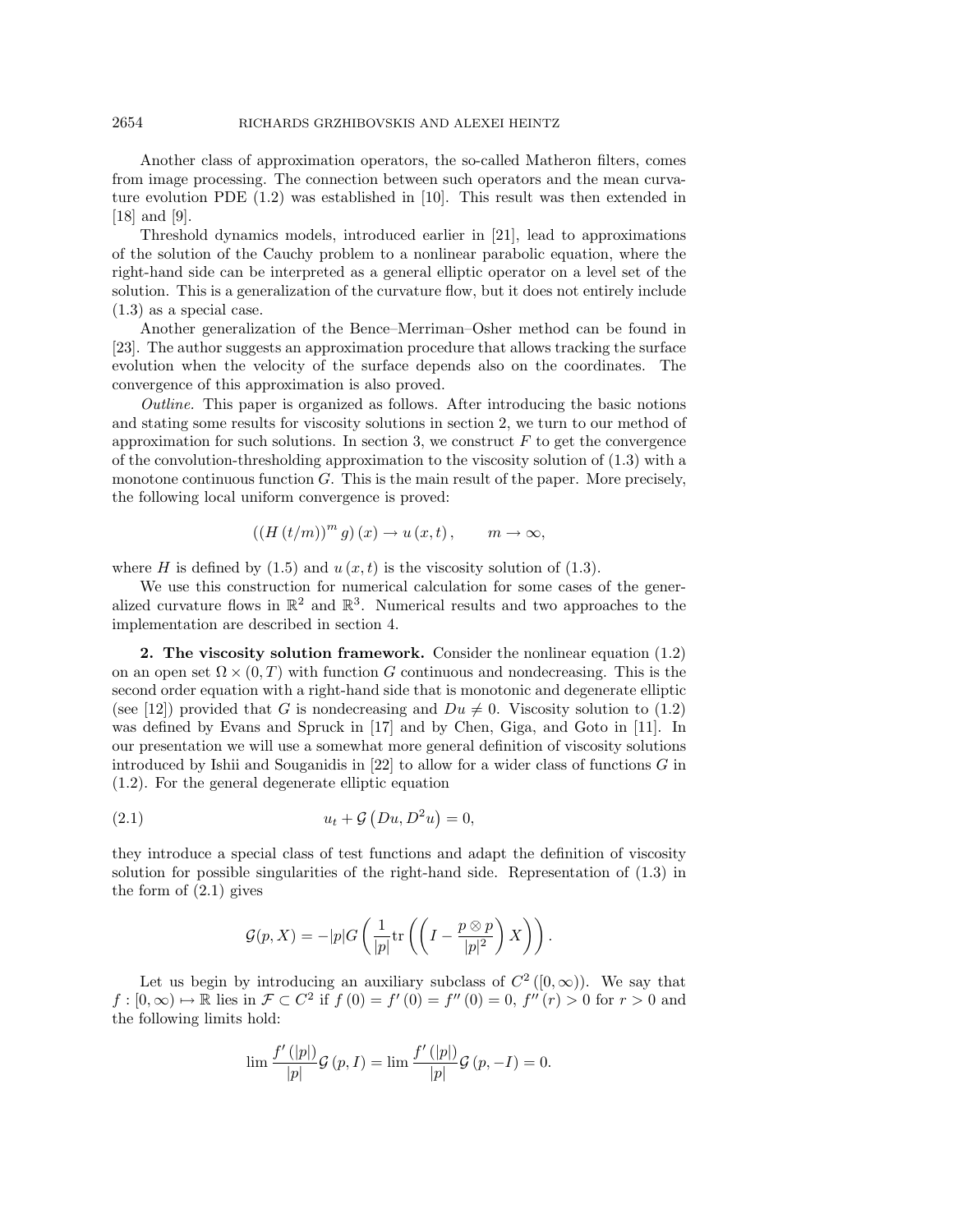Another class of approximation operators, the so-called Matheron filters, comes from image processing. The connection between such operators and the mean curvature evolution PDE (1.2) was established in [10]. This result was then extended in [18] and [9].

Threshold dynamics models, introduced earlier in [21], lead to approximations of the solution of the Cauchy problem to a nonlinear parabolic equation, where the right-hand side can be interpreted as a general elliptic operator on a level set of the solution. This is a generalization of the curvature flow, but it does not entirely include (1.3) as a special case.

Another generalization of the Bence–Merriman–Osher method can be found in [23]. The author suggests an approximation procedure that allows tracking the surface evolution when the velocity of the surface depends also on the coordinates. The convergence of this approximation is also proved.

*Outline.* This paper is organized as follows. After introducing the basic notions and stating some results for viscosity solutions in section 2, we turn to our method of approximation for such solutions. In section 3, we construct $F$ to get the convergence of the convolution-thresholding approximation to the viscosity solution of (1.3) with a monotone continuous function $G$. This is the main result of the paper. More precisely, the following local uniform convergence is proved:

$$((H(t/m))^m g)(x) \to u(x,t), \qquad m \to \infty,$$

where $H$ is defined by (1.5) and $u(x,t)$ is the viscosity solution of (1.3).

We use this construction for numerical calculation for some cases of the generalized curvature flows in $\mathbb{R}^2$ and $\mathbb{R}^3$. Numerical results and two approaches to the implementation are described in section 4.

## 2. The viscosity solution framework.

Consider the nonlinear equation (1.2) on an open set $\Omega \times (0,T)$ with function $G$ continuous and nondecreasing. This is the second order equation with a right-hand side that is monotonic and degenerate elliptic (see [12]) provided that $G$ is nondecreasing and $Du \neq 0$. Viscosity solution to (1.2) was defined by Evans and Spruck in [17] and by Chen, Giga, and Goto in [11]. In our presentation we will use a somewhat more general definition of viscosity solutions introduced by Ishii and Souganidis in [22] to allow for a wider class of functions $G$ in (1.2). For the general degenerate elliptic equation

$$u_t + \mathcal{G}\left(Du, D^2u\right) = 0, \tag{2.1}$$

they introduce a special class of test functions and adapt the definition of viscosity solution for possible singularities of the right-hand side. Representation of (1.3) in the form of (2.1) gives

$$\mathcal{G}(p,X) = -|p| G\left(\frac{1}{|p|}\operatorname{tr}\left(\left(I - \frac{p \otimes p}{|p|^2}\right)X\right)\right).$$

Let us begin by introducing an auxiliary subclass of $C^2([0,\infty))$. We say that $f : [0,\infty) \mapsto \mathbb{R}$ lies in $\mathcal{F} \subset C^2$ if $f(0) = f'(0) = f''(0) = 0$, $f''(r) > 0$ for $r > 0$ and the following limits hold:

$$\lim \frac{f'(|p|)}{|p|}\mathcal{G}(p, I) = \lim \frac{f'(|p|)}{|p|}\mathcal{G}(p,-I) = 0.$$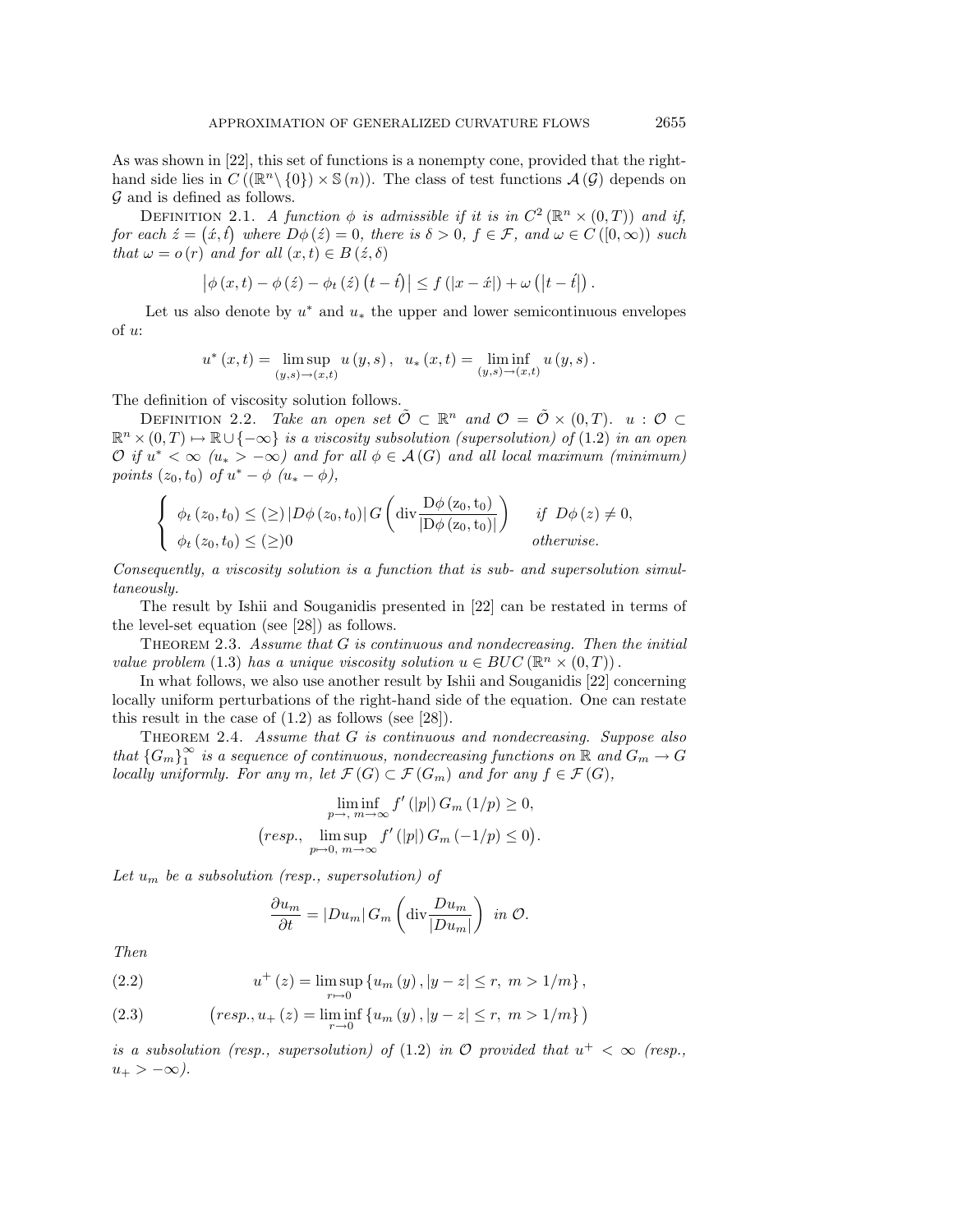As was shown in [22], this set of functions is a nonempty cone, provided that the right-hand side lies in $C((\mathbb{R}^n \setminus \{0\}) \times \mathbb{S}(n))$. The class of test functions $\mathcal{A}(\mathcal{G})$ depends on $\mathcal{G}$ and is defined as follows.

Definition 2.1. *A function $\phi$ is admissible if it is in $C^2(\mathbb{R}^n \times (0,T))$ and if, for each $\acute{z} = (\acute{x}, \acute{t})$ where $D\phi(\acute{z}) = 0$, there is $\delta > 0$, $f \in \mathcal{F}$, and $\omega \in C([0,\infty))$ such that $\omega = o(r)$ and for all $(x,t) \in B(\acute{z}, \delta)$*

$$\left|\phi(x,t) - \phi(\acute{z}) - \phi_t(\acute{z})\left(t - \hat{t}\right)\right| \leq f(|x - \acute{x}|) + \omega\left(\left|t - \acute{t}\right|\right).$$

Let us also denote by $u^*$ and $u_*$ the upper and lower semicontinuous envelopes of $u$:

$$u^*(x,t) = \limsup_{(y,s)\to(x,t)} u(y,s), \quad u_*(x,t) = \liminf_{(y,s)\to(x,t)} u(y,s).$$

The definition of viscosity solution follows.

Definition 2.2. *Take an open set $\tilde{\mathcal{O}} \subset \mathbb{R}^n$ and $\mathcal{O} = \tilde{\mathcal{O}} \times (0,T)$. $u : \mathcal{O} \subset \mathbb{R}^n \times (0,T) \mapsto \mathbb{R} \cup \{-\infty\}$ is a viscosity subsolution (supersolution) of* (1.2) *in an open $\mathcal{O}$ if $u^* < \infty$ ($u_* > -\infty$) and for all $\phi \in \mathcal{A}(G)$ and all local maximum (minimum) points $(z_0, t_0)$ of $u^* - \phi$ ($u_* - \phi$),*

$$\begin{cases} \phi_t(z_0,t_0) \leq (\geq) \left|D\phi(z_0,t_0)\right| G\left(\operatorname{div}\dfrac{D\phi(z_0,t_0)}{|D\phi(z_0,t_0)|}\right) & \text{if } D\phi(z) \neq 0, \\ \phi_t(z_0,t_0) \leq (\geq) 0 & \text{otherwise.} \end{cases}$$

*Consequently, a viscosity solution is a function that is sub- and supersolution simultaneously.*

The result by Ishii and Souganidis presented in [22] can be restated in terms of the level-set equation (see [28]) as follows.

Theorem 2.3. *Assume that $G$ is continuous and nondecreasing. Then the initial value problem* (1.3) *has a unique viscosity solution $u \in BUC(\mathbb{R}^n \times (0,T))$.*

In what follows, we also use another result by Ishii and Souganidis [22] concerning locally uniform perturbations of the right-hand side of the equation. One can restate this result in the case of (1.2) as follows (see [28]).

Theorem 2.4. *Assume that $G$ is continuous and nondecreasing. Suppose also that $\{G_m\}_1^\infty$ is a sequence of continuous, nondecreasing functions on $\mathbb{R}$ and $G_m \to G$ locally uniformly. For any $m$, let $\mathcal{F}(G) \subset \mathcal{F}(G_m)$ and for any $f \in \mathcal{F}(G)$,*

$$\liminf_{p\to,\ m\to\infty} f'(|p|)\, G_m(1/p) \geq 0,$$

$$\left(resp., \ \limsup_{p\mapsto 0,\ m\to\infty} f'(|p|)\, G_m(-1/p) \leq 0\right).$$

*Let $u_m$ be a subsolution (resp., supersolution) of*

$$\frac{\partial u_m}{\partial t} = |Du_m|\, G_m\left(\operatorname{div}\frac{Du_m}{|Du_m|}\right) \ \text{ in } \mathcal{O}.$$

*Then*

$$u^+(z) = \limsup_{r\mapsto 0} \{u_m(y), |y - z| \leq r,\ m > 1/m\}, \tag{2.2}$$

$$\left(resp., u_+(z) = \liminf_{r\to 0} \{u_m(y), |y - z| \leq r,\ m > 1/m\}\right) \tag{2.3}$$

*is a subsolution (resp., supersolution) of* (1.2) *in $\mathcal{O}$ provided that $u^+ < \infty$ (resp., $u_+ > -\infty$).*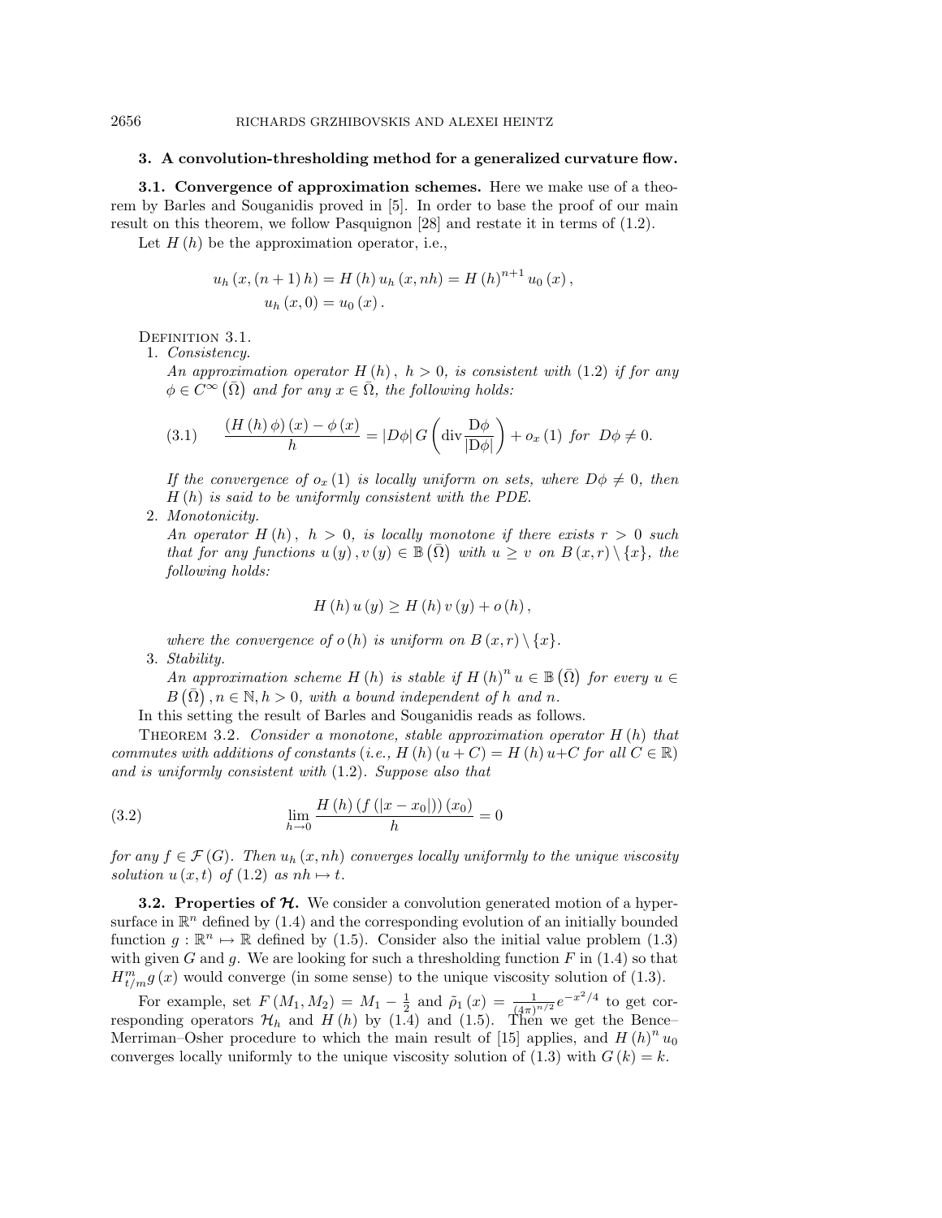## 3. A convolution-thresholding method for a generalized curvature flow.

**3.1. Convergence of approximation schemes.** Here we make use of a theorem by Barles and Souganidis proved in [5]. In order to base the proof of our main result on this theorem, we follow Pasquignon [28] and restate it in terms of (1.2).

Let $H(h)$ be the approximation operator, i.e.,

$$u_h(x,(n+1)h) = H(h)\,u_h(x,nh) = H(h)^{n+1} u_0(x),$$
$$u_h(x,0) = u_0(x).$$

Definition 3.1.

1. *Consistency.*
   *An approximation operator $H(h)$, $h>0$, is consistent with* (1.2) *if for any $\phi \in C^\infty(\bar{\Omega})$ and for any $x \in \bar{\Omega}$, the following holds:*

$$(3.1)\qquad \frac{(H(h)\phi)(x) - \phi(x)}{h} = |D\phi|\, G\left(\operatorname{div}\frac{D\phi}{|D\phi|}\right) + o_x(1) \ \textit{for}\ \ D\phi \neq 0.$$

   *If the convergence of $o_x(1)$ is locally uniform on sets, where $D\phi \neq 0$, then $H(h)$ is said to be uniformly consistent with the PDE.*

2. *Monotonicity.*
   *An operator $H(h)$, $h>0$, is locally monotone if there exists $r>0$ such that for any functions $u(y), v(y) \in \mathbb{B}(\bar{\Omega})$ with $u \geq v$ on $B(x,r)\setminus\{x\}$, the following holds:*

$$H(h)\,u(y) \geq H(h)\,v(y) + o(h),$$

   *where the convergence of $o(h)$ is uniform on $B(x,r)\setminus\{x\}$.*

3. *Stability.*
   *An approximation scheme $H(h)$ is stable if $H(h)^n u \in \mathbb{B}(\bar{\Omega})$ for every $u \in B(\bar{\Omega})$, $n \in \mathbb{N}, h>0$, with a bound independent of $h$ and $n$.*

In this setting the result of Barles and Souganidis reads as follows.

Theorem 3.2. *Consider a monotone, stable approximation operator $H(h)$ that commutes with additions of constants (i.e., $H(h)(u+C) = H(h)\,u + C$ for all $C \in \mathbb{R}$) and is uniformly consistent with* (1.2)*. Suppose also that*

$$(3.2)\qquad \lim_{h\to 0} \frac{H(h)\,(f(|x-x_0|))\,(x_0)}{h} = 0$$

*for any $f \in \mathcal{F}(G)$. Then $u_h(x,nh)$ converges locally uniformly to the unique viscosity solution $u(x,t)$ of* (1.2) *as $nh \mapsto t$.*

**3.2. Properties of $\mathcal{H}$.** We consider a convolution generated motion of a hypersurface in $\mathbb{R}^n$ defined by (1.4) and the corresponding evolution of an initially bounded function $g : \mathbb{R}^n \mapsto \mathbb{R}$ defined by (1.5). Consider also the initial value problem (1.3) with given $G$ and $g$. We are looking for such a thresholding function $F$ in (1.4) so that $H^m_{t/m} g(x)$ would converge (in some sense) to the unique viscosity solution of (1.3).

For example, set $F(M_1, M_2) = M_1 - \frac{1}{2}$ and $\tilde{\rho}_1(x) = \frac{1}{(4\pi)^{n/2}} e^{-x^2/4}$ to get corresponding operators $\mathcal{H}_h$ and $H(h)$ by (1.4) and (1.5). Then we get the Bence–Merriman–Osher procedure to which the main result of [15] applies, and $H(h)^n u_0$ converges locally uniformly to the unique viscosity solution of (1.3) with $G(k) = k$.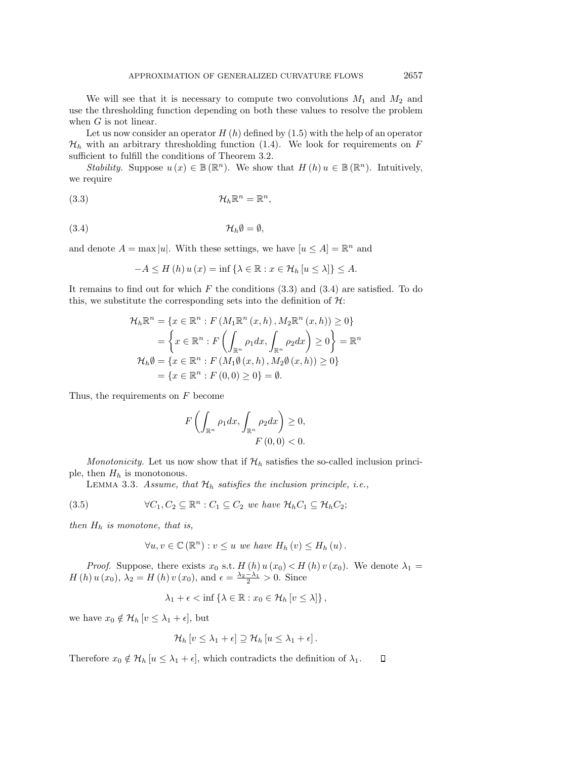We will see that it is necessary to compute two convolutions $M_1$ and $M_2$ and use the thresholding function depending on both these values to resolve the problem when $G$ is not linear.

Let us now consider an operator $H(h)$ defined by (1.5) with the help of an operator $\mathcal{H}_h$ with an arbitrary thresholding function (1.4). We look for requirements on $F$ sufficient to fulfill the conditions of Theorem 3.2.

*Stability.* Suppose $u(x) \in \mathbb{B}(\mathbb{R}^n)$. We show that $H(h)u \in \mathbb{B}(\mathbb{R}^n)$. Intuitively, we require

$$\mathcal{H}_h \mathbb{R}^n = \mathbb{R}^n, \tag{3.3}$$

$$\mathcal{H}_h \emptyset = \emptyset, \tag{3.4}$$

and denote $A = \max |u|$. With these settings, we have $[u \leq A] = \mathbb{R}^n$ and

$$-A \leq H(h)u(x) = \inf \{\lambda \in \mathbb{R} : x \in \mathcal{H}_h [u \leq \lambda]\} \leq A.$$

It remains to find out for which $F$ the conditions (3.3) and (3.4) are satisfied. To do this, we substitute the corresponding sets into the definition of $\mathcal{H}$:

$$\begin{aligned}
\mathcal{H}_h \mathbb{R}^n &= \{x \in \mathbb{R}^n : F(M_1 \mathbb{R}^n(x,h), M_2 \mathbb{R}^n(x,h)) \geq 0\} \\
&= \left\{x \in \mathbb{R}^n : F\left(\int_{\mathbb{R}^n} \rho_1 dx, \int_{\mathbb{R}^n} \rho_2 dx\right) \geq 0\right\} = \mathbb{R}^n \\
\mathcal{H}_h \emptyset &= \{x \in \mathbb{R}^n : F(M_1 \emptyset(x,h), M_2 \emptyset(x,h)) \geq 0\} \\
&= \{x \in \mathbb{R}^n : F(0,0) \geq 0\} = \emptyset.
\end{aligned}$$

Thus, the requirements on $F$ become

$$F\left(\int_{\mathbb{R}^n} \rho_1 dx, \int_{\mathbb{R}^n} \rho_2 dx\right) \geq 0,$$
$$F(0,0) < 0.$$

*Monotonicity.* Let us now show that if $\mathcal{H}_h$ satisfies the so-called inclusion principle, then $H_h$ is monotonous.

LEMMA 3.3. *Assume, that $\mathcal{H}_h$ satisfies the inclusion principle, i.e.,*

$$\forall C_1, C_2 \subseteq \mathbb{R}^n : C_1 \subseteq C_2 \text{ we have } \mathcal{H}_h C_1 \subseteq \mathcal{H}_h C_2; \tag{3.5}$$

*then $H_h$ is monotone, that is,*

$$\forall u, v \in \mathbb{C}(\mathbb{R}^n) : v \leq u \text{ we have } H_h(v) \leq H_h(u).$$

*Proof.* Suppose, there exists $x_0$ s.t. $H(h)u(x_0) < H(h)v(x_0)$. We denote $\lambda_1 = H(h)u(x_0)$, $\lambda_2 = H(h)v(x_0)$, and $\epsilon = \frac{\lambda_2 - \lambda_1}{2} > 0$. Since

$$\lambda_1 + \epsilon < \inf \{\lambda \in \mathbb{R} : x_0 \in \mathcal{H}_h [v \leq \lambda]\},$$

we have $x_0 \notin \mathcal{H}_h [v \leq \lambda_1 + \epsilon]$, but

$$\mathcal{H}_h [v \leq \lambda_1 + \epsilon] \supseteq \mathcal{H}_h [u \leq \lambda_1 + \epsilon].$$

Therefore $x_0 \notin \mathcal{H}_h [u \leq \lambda_1 + \epsilon]$, which contradicts the definition of $\lambda_1$. ◻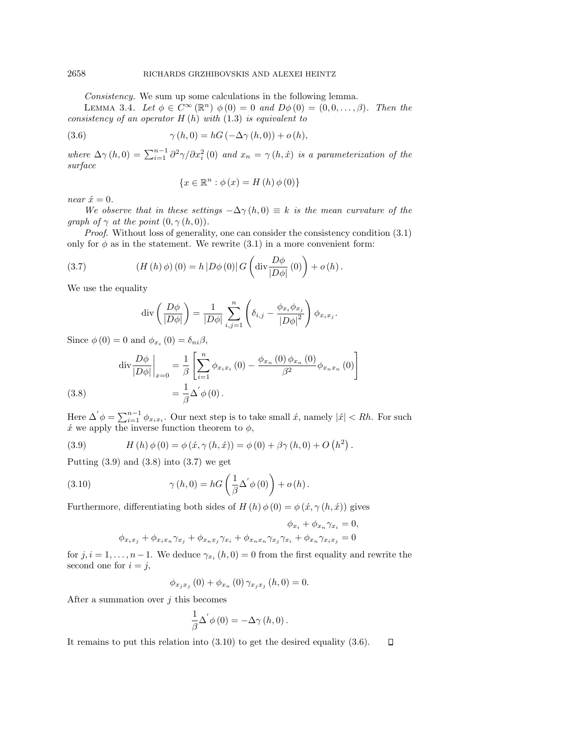*Consistency.* We sum up some calculations in the following lemma.

LEMMA 3.4. *Let $\phi \in C^\infty(\mathbb{R}^n)$ $\phi(0) = 0$ and $D\phi(0) = (0, 0, \ldots, \beta)$. Then the consistency of an operator $H(h)$ with (1.3) is equivalent to*

$$\gamma(h, 0) = hG(-\Delta\gamma(h, 0)) + o(h), \tag{3.6}$$

*where $\Delta\gamma(h, 0) = \sum_{i=1}^{n-1} \partial^2\gamma/\partial x_i^2(0)$ and $x_n = \gamma(h, \acute{x})$ is a parameterization of the surface*

$$\{x \in \mathbb{R}^n : \phi(x) = H(h)\phi(0)\}$$

*near $\acute{x} = 0$.*

*We observe that in these settings $-\Delta\gamma(h, 0) \equiv k$ is the mean curvature of the graph of $\gamma$ at the point $(0, \gamma(h, 0))$.*

*Proof.* Without loss of generality, one can consider the consistency condition (3.1) only for $\phi$ as in the statement. We rewrite (3.1) in a more convenient form:

$$(H(h)\phi)(0) = h|D\phi(0)| G\left(\operatorname{div}\frac{D\phi}{|D\phi|}(0)\right) + o(h). \tag{3.7}$$

We use the equality

$$\operatorname{div}\left(\frac{D\phi}{|D\phi|}\right) = \frac{1}{|D\phi|}\sum_{i,j=1}^{n}\left(\delta_{i,j} - \frac{\phi_{x_i}\phi_{x_j}}{|D\phi|^2}\right)\phi_{x_i x_j}.$$

Since $\phi(0) = 0$ and $\phi_{x_i}(0) = \delta_{ni}\beta$,

$$\begin{aligned}
\operatorname{div}\frac{D\phi}{|D\phi|}\bigg|_{x=0} &= \frac{1}{\beta}\left[\sum_{i=1}^{n}\phi_{x_i x_i}(0) - \frac{\phi_{x_n}(0)\phi_{x_n}(0)}{\beta^2}\phi_{x_n x_n}(0)\right] \\
&= \frac{1}{\beta}\Delta'\phi(0).
\end{aligned} \tag{3.8}$$

Here $\Delta'\phi = \sum_{i=1}^{n-1}\phi_{x_i x_i}$. Our next step is to take small $\acute{x}$, namely $|\acute{x}| < Rh$. For such $\acute{x}$ we apply the inverse function theorem to $\phi$,

$$H(h)\phi(0) = \phi(\acute{x}, \gamma(h, \acute{x})) = \phi(0) + \beta\gamma(h, 0) + O\left(h^2\right). \tag{3.9}$$

Putting (3.9) and (3.8) into (3.7) we get

$$\gamma(h, 0) = hG\left(\frac{1}{\beta}\Delta'\phi(0)\right) + o(h). \tag{3.10}$$

Furthermore, differentiating both sides of $H(h)\phi(0) = \phi(\acute{x}, \gamma(h, \acute{x}))$ gives

$$\phi_{x_i} + \phi_{x_n}\gamma_{x_i} = 0,$$

$$\phi_{x_i x_j} + \phi_{x_i x_n}\gamma_{x_j} + \phi_{x_n x_j}\gamma_{x_i} + \phi_{x_n x_n}\gamma_{x_j}\gamma_{x_i} + \phi_{x_n}\gamma_{x_i x_j} = 0$$

for $j, i = 1, \ldots, n-1$. We deduce $\gamma_{x_i}(h, 0) = 0$ from the first equality and rewrite the second one for $i = j$,

$$\phi_{x_j x_j}(0) + \phi_{x_n}(0)\gamma_{x_j x_j}(h, 0) = 0.$$

After a summation over $j$ this becomes

$$\frac{1}{\beta}\Delta'\phi(0) = -\Delta\gamma(h, 0).$$

It remains to put this relation into (3.10) to get the desired equality (3.6). $\square$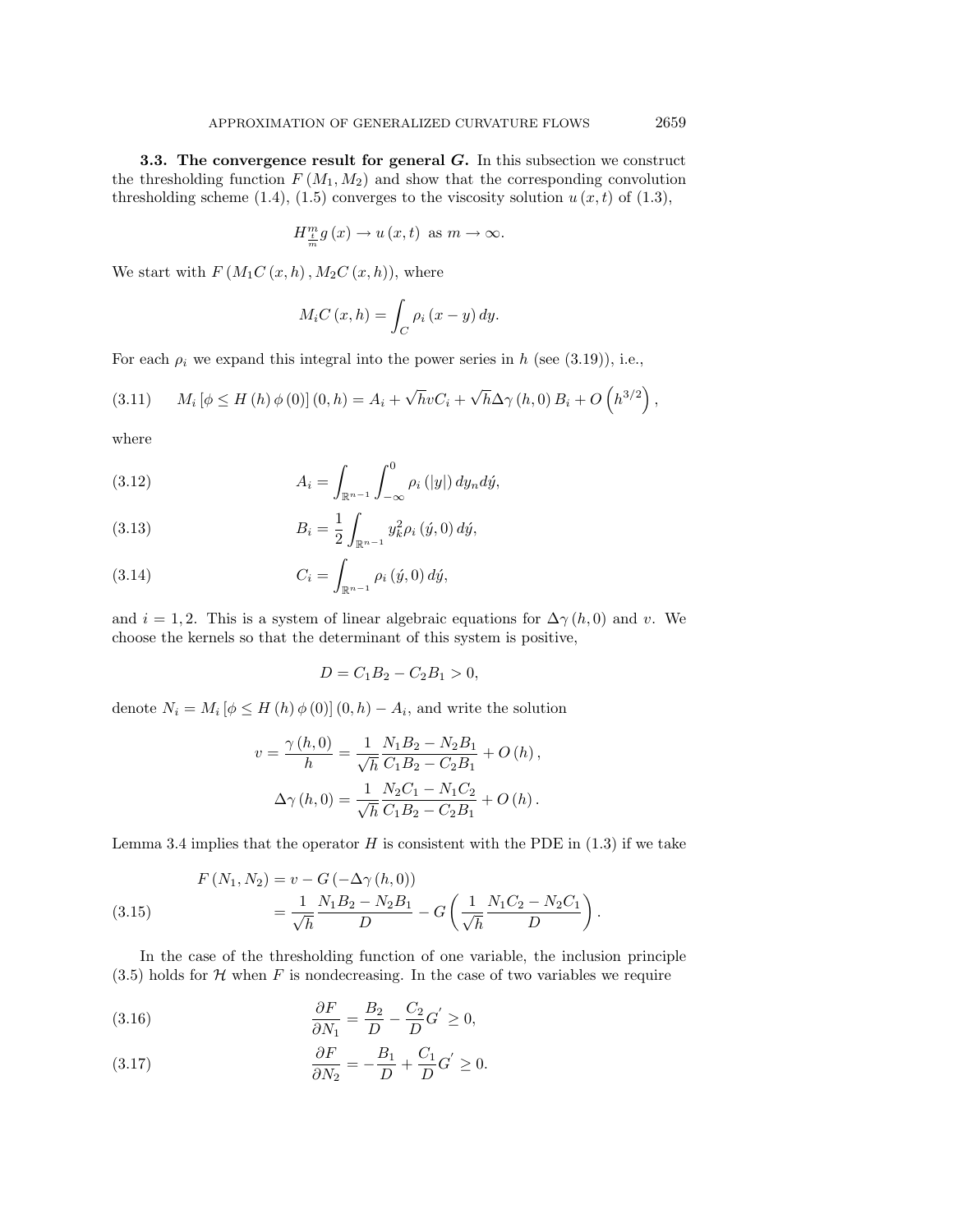**3.3. The convergence result for general $G$.** In this subsection we construct the thresholding function $F(M_1, M_2)$ and show that the corresponding convolution thresholding scheme (1.4), (1.5) converges to the viscosity solution $u(x,t)$ of (1.3),

$$H^m_{\frac{t}{m}} g(x) \to u(x,t) \text{ as } m \to \infty.$$

We start with $F(M_1 C(x,h), M_2 C(x,h))$, where

$$M_i C(x,h) = \int_C \rho_i (x - y)\, dy.$$

For each $\rho_i$ we expand this integral into the power series in $h$ (see (3.19)), i.e.,

$$M_i [\phi \le H(h) \phi(0)](0,h) = A_i + \sqrt{h} v C_i + \sqrt{h} \Delta\gamma(h,0) B_i + O\left(h^{3/2}\right), \tag{3.11}$$

where

$$A_i = \int_{\mathbb{R}^{n-1}} \int_{-\infty}^{0} \rho_i(|y|)\, dy_n d\acute{y}, \tag{3.12}$$

$$B_i = \frac{1}{2} \int_{\mathbb{R}^{n-1}} y_k^2 \rho_i(\acute{y}, 0)\, d\acute{y}, \tag{3.13}$$

$$C_i = \int_{\mathbb{R}^{n-1}} \rho_i(\acute{y}, 0)\, d\acute{y}, \tag{3.14}$$

and $i = 1, 2$. This is a system of linear algebraic equations for $\Delta\gamma(h,0)$ and $v$. We choose the kernels so that the determinant of this system is positive,

$$D = C_1 B_2 - C_2 B_1 > 0,$$

denote $N_i = M_i [\phi \le H(h) \phi(0)](0,h) - A_i$, and write the solution

$$v = \frac{\gamma(h,0)}{h} = \frac{1}{\sqrt{h}} \frac{N_1 B_2 - N_2 B_1}{C_1 B_2 - C_2 B_1} + O(h),$$

$$\Delta\gamma(h,0) = \frac{1}{\sqrt{h}} \frac{N_2 C_1 - N_1 C_2}{C_1 B_2 - C_2 B_1} + O(h).$$

Lemma 3.4 implies that the operator $H$ is consistent with the PDE in (1.3) if we take

$$\begin{aligned} F(N_1, N_2) &= v - G(-\Delta\gamma(h,0)) \\ &= \frac{1}{\sqrt{h}} \frac{N_1 B_2 - N_2 B_1}{D} - G\left( \frac{1}{\sqrt{h}} \frac{N_1 C_2 - N_2 C_1}{D} \right). \end{aligned} \tag{3.15}$$

In the case of the thresholding function of one variable, the inclusion principle (3.5) holds for $\mathcal{H}$ when $F$ is nondecreasing. In the case of two variables we require

$$\frac{\partial F}{\partial N_1} = \frac{B_2}{D} - \frac{C_2}{D} G' \ge 0, \tag{3.16}$$

$$\frac{\partial F}{\partial N_2} = -\frac{B_1}{D} + \frac{C_1}{D} G' \ge 0. \tag{3.17}$$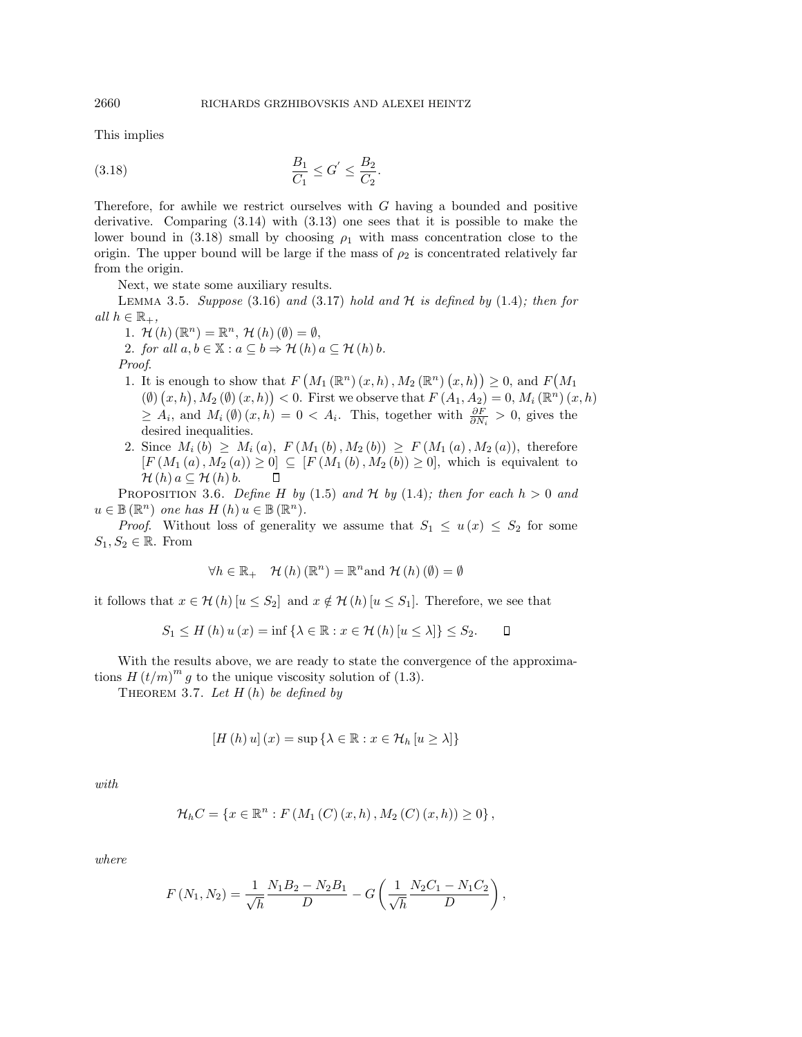This implies

$$\frac{B_1}{C_1} \leq G' \leq \frac{B_2}{C_2}. \tag{3.18}$$

Therefore, for awhile we restrict ourselves with $G$ having a bounded and positive derivative. Comparing (3.14) with (3.13) one sees that it is possible to make the lower bound in (3.18) small by choosing $\rho_1$ with mass concentration close to the origin. The upper bound will be large if the mass of $\rho_2$ is concentrated relatively far from the origin.

Next, we state some auxiliary results.

Lemma 3.5. *Suppose* (3.16) *and* (3.17) *hold and* $\mathcal{H}$ *is defined by* (1.4)*; then for all* $h \in \mathbb{R}_+$,

1. $\mathcal{H}(h)(\mathbb{R}^n) = \mathbb{R}^n$, $\mathcal{H}(h)(\emptyset) = \emptyset$,
2. *for all* $a, b \in \mathbb{X} : a \subseteq b \Rightarrow \mathcal{H}(h)\, a \subseteq \mathcal{H}(h)\, b$.

*Proof.*

1. It is enough to show that $F\left(M_1(\mathbb{R}^n)(x,h), M_2(\mathbb{R}^n)\left(x,h\right)\right) \geq 0$, and $F\big(M_1(\emptyset)\left(x,h\right), M_2(\emptyset)(x,h)\big) < 0$. First we observe that $F(A_1, A_2) = 0$, $M_i(\mathbb{R}^n)(x,h) \geq A_i$, and $M_i(\emptyset)(x,h) = 0 < A_i$. This, together with $\frac{\partial F}{\partial N_i} > 0$, gives the desired inequalities.
2. Since $M_i(b) \geq M_i(a)$, $F(M_1(b), M_2(b)) \geq F(M_1(a), M_2(a))$, therefore $[F(M_1(a), M_2(a)) \geq 0] \subseteq [F(M_1(b), M_2(b)) \geq 0]$, which is equivalent to $\mathcal{H}(h)\, a \subseteq \mathcal{H}(h)\, b$. $\square$

Proposition 3.6. *Define* $H$ *by* (1.5) *and* $\mathcal{H}$ *by* (1.4)*; then for each* $h > 0$ *and* $u \in \mathbb{B}(\mathbb{R}^n)$ *one has* $H(h)\, u \in \mathbb{B}(\mathbb{R}^n)$.

*Proof.* Without loss of generality we assume that $S_1 \leq u(x) \leq S_2$ for some $S_1, S_2 \in \mathbb{R}$. From

$$\forall h \in \mathbb{R}_+ \quad \mathcal{H}(h)(\mathbb{R}^n) = \mathbb{R}^n \text{and } \mathcal{H}(h)(\emptyset) = \emptyset$$

it follows that $x \in \mathcal{H}(h)[u \leq S_2]$ and $x \notin \mathcal{H}(h)[u \leq S_1]$. Therefore, we see that

$$S_1 \leq H(h)\, u(x) = \inf\{\lambda \in \mathbb{R} : x \in \mathcal{H}(h)[u \leq \lambda]\} \leq S_2. \qquad \square$$

With the results above, we are ready to state the convergence of the approximations $H(t/m)^m g$ to the unique viscosity solution of (1.3).

Theorem 3.7. *Let* $H(h)$ *be defined by*

$$[H(h)\, u](x) = \sup\{\lambda \in \mathbb{R} : x \in \mathcal{H}_h [u \geq \lambda]\}$$

*with*

$$\mathcal{H}_h C = \{x \in \mathbb{R}^n : F(M_1(C)(x,h), M_2(C)(x,h)) \geq 0\},$$

*where*

$$F(N_1, N_2) = \frac{1}{\sqrt{h}} \frac{N_1 B_2 - N_2 B_1}{D} - G\left(\frac{1}{\sqrt{h}} \frac{N_2 C_1 - N_1 C_2}{D}\right),$$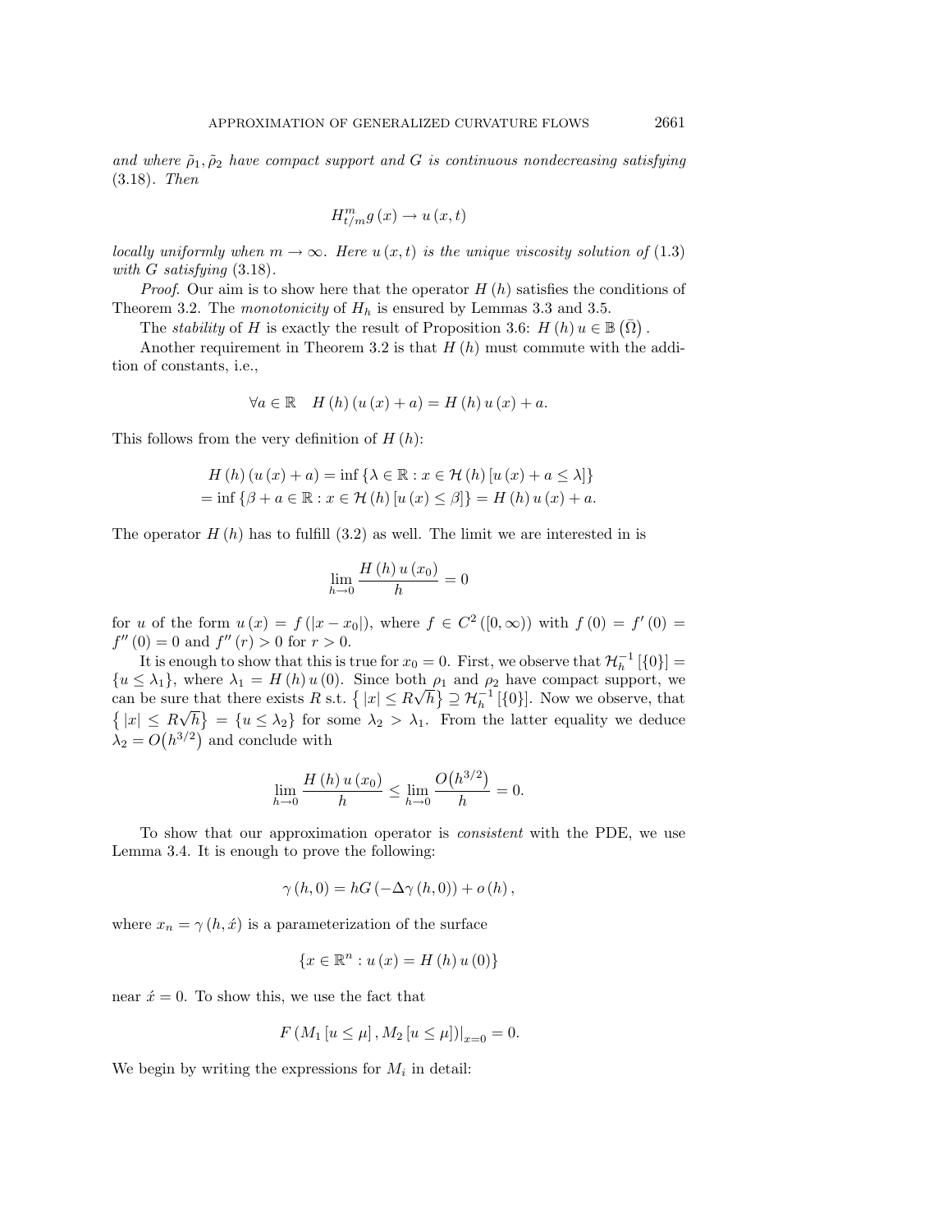*and where $\tilde{\rho}_1, \tilde{\rho}_2$ have compact support and $G$ is continuous nondecreasing satisfying* (3.18)*. Then*

$$H^m_{t/m} g(x) \to u(x,t)$$

*locally uniformly when $m \to \infty$. Here $u(x,t)$ is the unique viscosity solution of* (1.3) *with $G$ satisfying* (3.18)*.*

*Proof*. Our aim is to show here that the operator $H(h)$ satisfies the conditions of Theorem 3.2. The *monotonicity* of $H_h$ is ensured by Lemmas 3.3 and 3.5.

The *stability* of $H$ is exactly the result of Proposition 3.6: $H(h)\,u \in \mathbb{B}(\bar{\Omega})$.

Another requirement in Theorem 3.2 is that $H(h)$ must commute with the addition of constants, i.e.,

$$\forall a \in \mathbb{R} \quad H(h)(u(x)+a) = H(h)\,u(x) + a.$$

This follows from the very definition of $H(h)$:

$$\begin{aligned} H(h)(u(x)+a) &= \inf\{\lambda \in \mathbb{R} : x \in \mathcal{H}(h)[u(x)+a \le \lambda]\} \\ &= \inf\{\beta + a \in \mathbb{R} : x \in \mathcal{H}(h)[u(x) \le \beta]\} = H(h)\,u(x) + a. \end{aligned}$$

The operator $H(h)$ has to fulfill (3.2) as well. The limit we are interested in is

$$\lim_{h\to 0} \frac{H(h)\,u(x_0)}{h} = 0$$

for $u$ of the form $u(x) = f(|x-x_0|)$, where $f \in C^2([0,\infty))$ with $f(0) = f'(0) = f''(0) = 0$ and $f''(r) > 0$ for $r > 0$.

It is enough to show that this is true for $x_0 = 0$. First, we observe that $\mathcal{H}_h^{-1}[\{0\}] = \{u \le \lambda_1\}$, where $\lambda_1 = H(h)\,u(0)$. Since both $\rho_1$ and $\rho_2$ have compact support, we can be sure that there exists $R$ s.t. $\left\{|x| \le R\sqrt{h}\right\} \supseteq \mathcal{H}_h^{-1}[\{0\}]$. Now we observe, that $\left\{|x| \le R\sqrt{h}\right\} = \{u \le \lambda_2\}$ for some $\lambda_2 > \lambda_1$. From the latter equality we deduce $\lambda_2 = O\big(h^{3/2}\big)$ and conclude with

$$\lim_{h\to 0} \frac{H(h)\,u(x_0)}{h} \le \lim_{h\to 0} \frac{O\big(h^{3/2}\big)}{h} = 0.$$

To show that our approximation operator is *consistent* with the PDE, we use Lemma 3.4. It is enough to prove the following:

$$\gamma(h,0) = hG(-\Delta\gamma(h,0)) + o(h),$$

where $x_n = \gamma(h, \acute{x})$ is a parameterization of the surface

$$\{x \in \mathbb{R}^n : u(x) = H(h)\,u(0)\}$$

near $\acute{x} = 0$. To show this, we use the fact that

$$F(M_1[u \le \mu], M_2[u \le \mu])\big|_{x=0} = 0.$$

We begin by writing the expressions for $M_i$ in detail: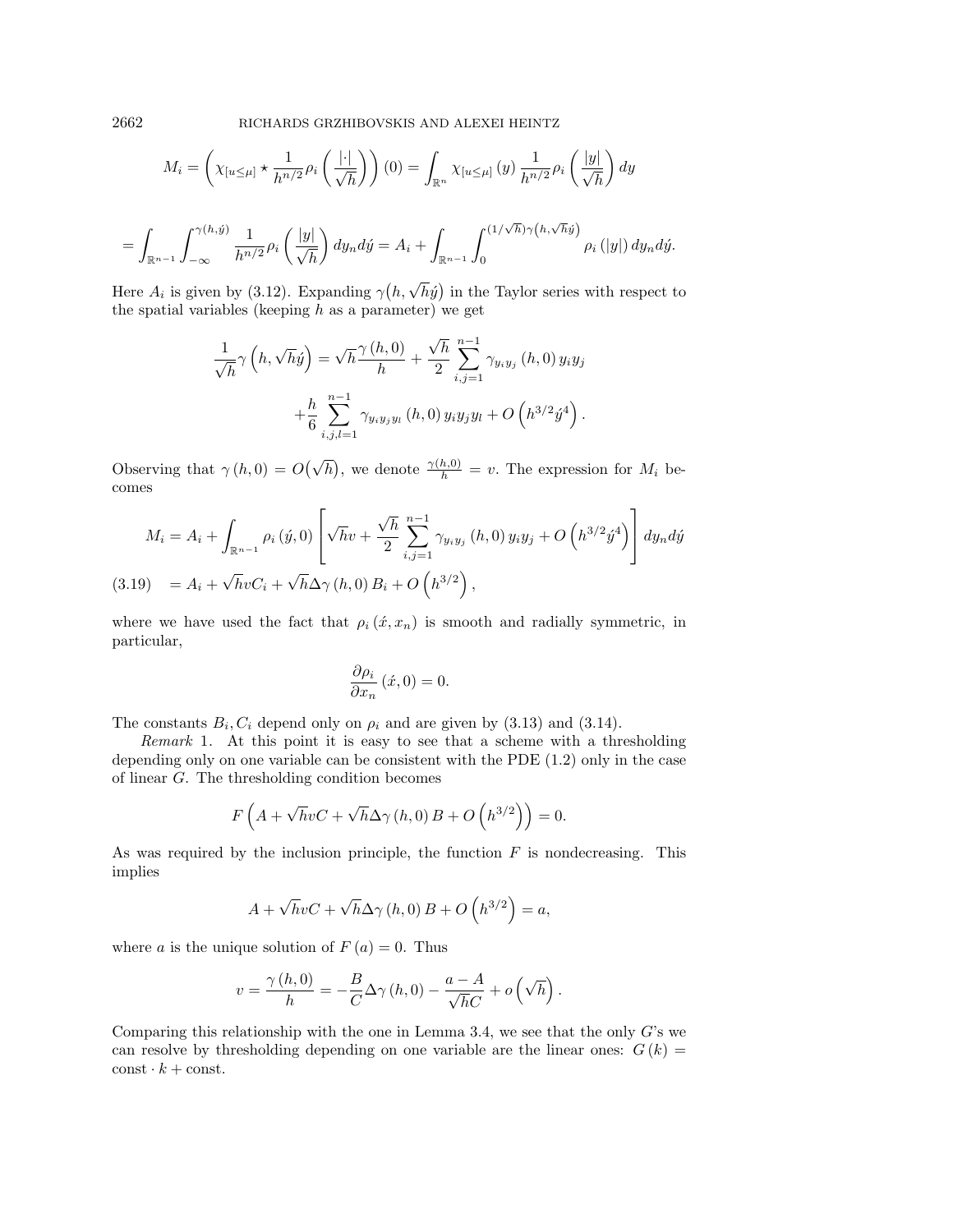$$M_i = \left( \chi_{[u \le \mu]} \star \frac{1}{h^{n/2}} \rho_i \left( \frac{|\cdot|}{\sqrt{h}} \right) \right)(0) = \int_{\mathbb{R}^n} \chi_{[u \le \mu]}(y) \frac{1}{h^{n/2}} \rho_i \left( \frac{|y|}{\sqrt{h}} \right) dy$$

$$= \int_{\mathbb{R}^{n-1}} \int_{-\infty}^{\gamma(h,\acute{y})} \frac{1}{h^{n/2}} \rho_i \left( \frac{|y|}{\sqrt{h}} \right) dy_n d\acute{y} = A_i + \int_{\mathbb{R}^{n-1}} \int_0^{(1/\sqrt{h})\gamma\left(h,\sqrt{h}\acute{y}\right)} \rho_i(|y|)\, dy_n d\acute{y}.$$

Here $A_i$ is given by (3.12). Expanding $\gamma\big(h, \sqrt{h}\acute{y}\big)$ in the Taylor series with respect to the spatial variables (keeping $h$ as a parameter) we get

$$\frac{1}{\sqrt{h}} \gamma\left(h, \sqrt{h}\acute{y}\right) = \sqrt{h} \frac{\gamma(h,0)}{h} + \frac{\sqrt{h}}{2} \sum_{i,j=1}^{n-1} \gamma_{y_i y_j}(h,0)\, y_i y_j$$
$$+ \frac{h}{6} \sum_{i,j,l=1}^{n-1} \gamma_{y_i y_j y_l}(h,0)\, y_i y_j y_l + O\left(h^{3/2} \acute{y}^4\right).$$

Observing that $\gamma(h,0) = O\big(\sqrt{h}\big)$, we denote $\frac{\gamma(h,0)}{h} = v$. The expression for $M_i$ becomes

$$M_i = A_i + \int_{\mathbb{R}^{n-1}} \rho_i(\acute{y}, 0) \left[ \sqrt{h} v + \frac{\sqrt{h}}{2} \sum_{i,j=1}^{n-1} \gamma_{y_i y_j}(h,0)\, y_i y_j + O\left(h^{3/2} \acute{y}^4\right) \right] dy_n d\acute{y}$$

$$= A_i + \sqrt{h} v C_i + \sqrt{h} \Delta\gamma(h,0) B_i + O\left(h^{3/2}\right), \tag{3.19}$$

where we have used the fact that $\rho_i(\acute{x}, x_n)$ is smooth and radially symmetric, in particular,

$$\frac{\partial \rho_i}{\partial x_n}(\acute{x}, 0) = 0.$$

The constants $B_i, C_i$ depend only on $\rho_i$ and are given by (3.13) and (3.14).

*Remark* 1. At this point it is easy to see that a scheme with a thresholding depending only on one variable can be consistent with the PDE (1.2) only in the case of linear $G$. The thresholding condition becomes

$$F\left(A + \sqrt{h} v C + \sqrt{h} \Delta\gamma(h,0) B + O\left(h^{3/2}\right)\right) = 0.$$

As was required by the inclusion principle, the function $F$ is nondecreasing. This implies

$$A + \sqrt{h} v C + \sqrt{h} \Delta\gamma(h,0) B + O\left(h^{3/2}\right) = a,$$

where $a$ is the unique solution of $F(a) = 0$. Thus

$$v = \frac{\gamma(h,0)}{h} = -\frac{B}{C} \Delta\gamma(h,0) - \frac{a - A}{\sqrt{h} C} + o\left(\sqrt{h}\right).$$

Comparing this relationship with the one in Lemma 3.4, we see that the only $G$'s we can resolve by thresholding depending on one variable are the linear ones: $G(k) = \text{const} \cdot k + \text{const}$.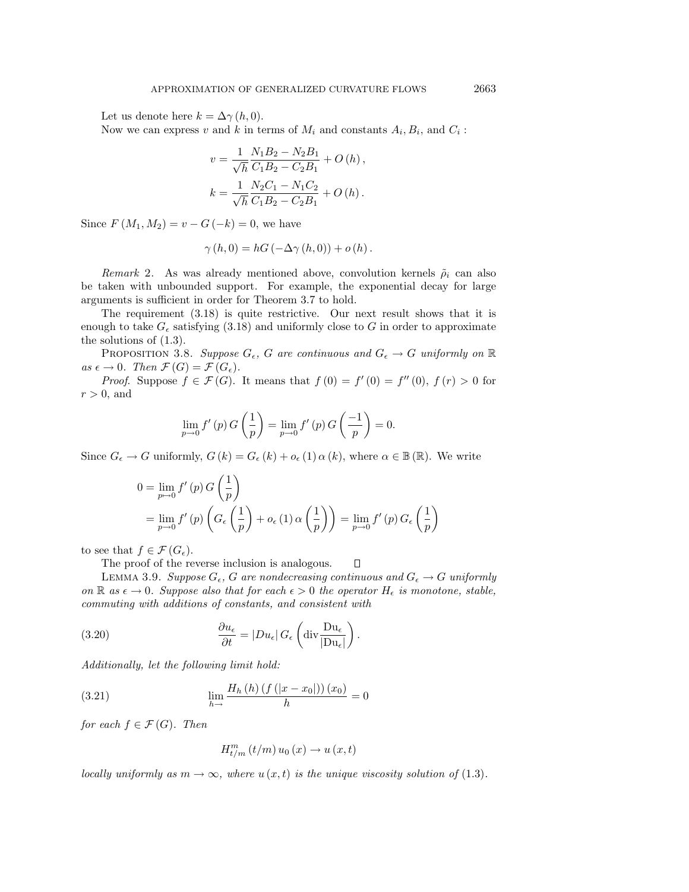Let us denote here $k = \Delta\gamma(h, 0)$.

Now we can express $v$ and $k$ in terms of $M_i$ and constants $A_i, B_i$, and $C_i$ :

$$v = \frac{1}{\sqrt{h}} \frac{N_1 B_2 - N_2 B_1}{C_1 B_2 - C_2 B_1} + O(h),$$

$$k = \frac{1}{\sqrt{h}} \frac{N_2 C_1 - N_1 C_2}{C_1 B_2 - C_2 B_1} + O(h).$$

Since $F(M_1, M_2) = v - G(-k) = 0$, we have

$$\gamma(h, 0) = hG(-\Delta\gamma(h, 0)) + o(h).$$

*Remark* 2. As was already mentioned above, convolution kernels $\tilde{\rho}_i$ can also be taken with unbounded support. For example, the exponential decay for large arguments is sufficient in order for Theorem 3.7 to hold.

The requirement (3.18) is quite restrictive. Our next result shows that it is enough to take $G_\epsilon$ satisfying (3.18) and uniformly close to $G$ in order to approximate the solutions of (1.3).

PROPOSITION 3.8. *Suppose $G_\epsilon$, $G$ are continuous and $G_\epsilon \to G$ uniformly on $\mathbb{R}$ as $\epsilon \to 0$. Then $\mathcal{F}(G) = \mathcal{F}(G_\epsilon)$.*

*Proof.* Suppose $f \in \mathcal{F}(G)$. It means that $f(0) = f'(0) = f''(0)$, $f(r) > 0$ for $r > 0$, and

$$\lim_{p \to 0} f'(p)\, G\left(\frac{1}{p}\right) = \lim_{p \to 0} f'(p)\, G\left(\frac{-1}{p}\right) = 0.$$

Since $G_\epsilon \to G$ uniformly, $G(k) = G_\epsilon(k) + o_\epsilon(1)\,\alpha(k)$, where $\alpha \in \mathbb{B}(\mathbb{R})$. We write

$$\begin{aligned} 0 &= \lim_{p \mapsto 0} f'(p)\, G\left(\frac{1}{p}\right) \\ &= \lim_{p \to 0} f'(p)\left(G_\epsilon\left(\frac{1}{p}\right) + o_\epsilon(1)\,\alpha\left(\frac{1}{p}\right)\right) = \lim_{p \to 0} f'(p)\, G_\epsilon\left(\frac{1}{p}\right) \end{aligned}$$

to see that $f \in \mathcal{F}(G_\epsilon)$.

The proof of the reverse inclusion is analogous. □

LEMMA 3.9. *Suppose $G_\epsilon$, $G$ are nondecreasing continuous and $G_\epsilon \to G$ uniformly on $\mathbb{R}$ as $\epsilon \to 0$. Suppose also that for each $\epsilon > 0$ the operator $H_\epsilon$ is monotone, stable, commuting with additions of constants, and consistent with*

$$\frac{\partial u_\epsilon}{\partial t} = |Du_\epsilon|\, G_\epsilon\left(\mathrm{div}\frac{\mathrm{D}u_\epsilon}{|\mathrm{D}u_\epsilon|}\right). \tag{3.20}$$

*Additionally, let the following limit hold:*

$$\lim_{h \to} \frac{H_h(h)\,(f(|x - x_0|))\,(x_0)}{h} = 0 \tag{3.21}$$

*for each $f \in \mathcal{F}(G)$. Then*

$$H^m_{t/m}(t/m)\, u_0(x) \to u(x, t)$$

*locally uniformly as $m \to \infty$, where $u(x, t)$ is the unique viscosity solution of* (1.3).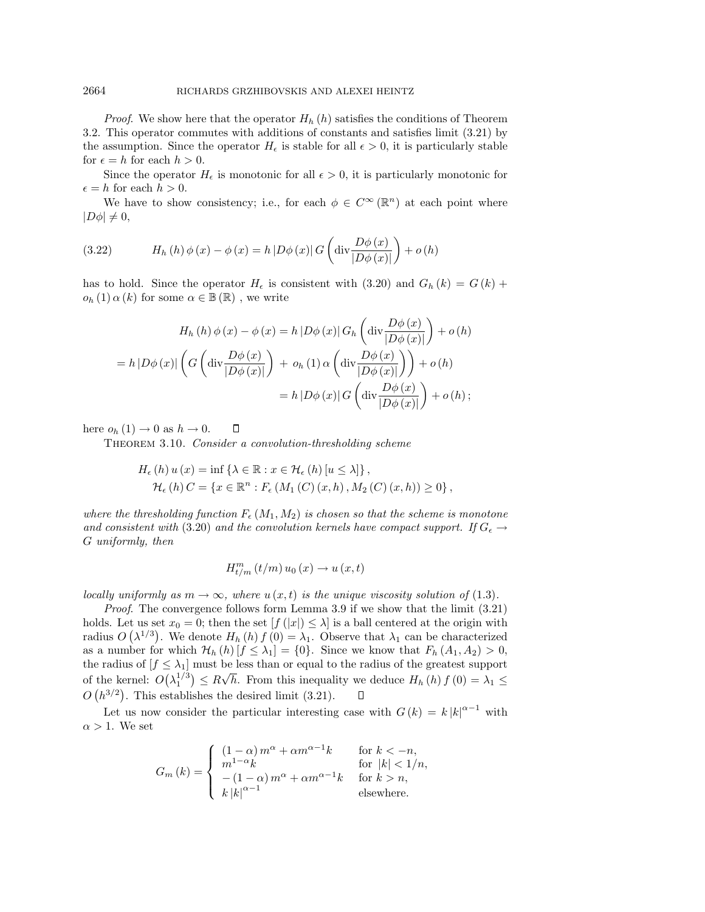*Proof*. We show here that the operator $H_h(h)$ satisfies the conditions of Theorem 3.2. This operator commutes with additions of constants and satisfies limit (3.21) by the assumption. Since the operator $H_\epsilon$ is stable for all $\epsilon > 0$, it is particularly stable for $\epsilon = h$ for each $h > 0$.

Since the operator $H_\epsilon$ is monotonic for all $\epsilon > 0$, it is particularly monotonic for $\epsilon = h$ for each $h > 0$.

We have to show consistency; i.e., for each $\phi \in C^\infty(\mathbb{R}^n)$ at each point where $|D\phi| \neq 0$,

$$H_h(h)\phi(x) - \phi(x) = h|D\phi(x)|\, G\left(\operatorname{div}\frac{D\phi(x)}{|D\phi(x)|}\right) + o(h) \tag{3.22}$$

has to hold. Since the operator $H_\epsilon$ is consistent with (3.20) and $G_h(k) = G(k) + o_h(1)\alpha(k)$ for some $\alpha \in \mathbb{B}(\mathbb{R})$, we write

$$\begin{aligned}
H_h(h)\phi(x) - \phi(x) &= h|D\phi(x)|\, G_h\left(\operatorname{div}\frac{D\phi(x)}{|D\phi(x)|}\right) + o(h)\\
= h|D\phi(x)|\left(G\left(\operatorname{div}\frac{D\phi(x)}{|D\phi(x)|}\right) + o_h(1)\,\alpha\left(\operatorname{div}\frac{D\phi(x)}{|D\phi(x)|}\right)\right) &+ o(h)\\
&= h|D\phi(x)|\, G\left(\operatorname{div}\frac{D\phi(x)}{|D\phi(x)|}\right) + o(h);
\end{aligned}$$

here $o_h(1) \to 0$ as $h \to 0$. $\square$

Theorem 3.10. *Consider a convolution-thresholding scheme*

$$\begin{aligned}
H_\epsilon(h)u(x) &= \inf\{\lambda \in \mathbb{R} : x \in \mathcal{H}_\epsilon(h)[u \leq \lambda]\},\\
\mathcal{H}_\epsilon(h)C &= \{x \in \mathbb{R}^n : F_\epsilon(M_1(C)(x,h), M_2(C)(x,h)) \geq 0\},
\end{aligned}$$

*where the thresholding function $F_\epsilon(M_1, M_2)$ is chosen so that the scheme is monotone and consistent with* (3.20) *and the convolution kernels have compact support. If $G_\epsilon \to G$ uniformly, then*

$$H^m_{t/m}(t/m)\,u_0(x) \to u(x,t)$$

*locally uniformly as $m \to \infty$, where $u(x,t)$ is the unique viscosity solution of* (1.3).

*Proof*. The convergence follows form Lemma 3.9 if we show that the limit (3.21) holds. Let us set $x_0 = 0$; then the set $[f(|x|) \leq \lambda]$ is a ball centered at the origin with radius $O(\lambda^{1/3})$. We denote $H_h(h)f(0) = \lambda_1$. Observe that $\lambda_1$ can be characterized as a number for which $\mathcal{H}_h(h)[f \leq \lambda_1] = \{0\}$. Since we know that $F_h(A_1, A_2) > 0$, the radius of $[f \leq \lambda_1]$ must be less than or equal to the radius of the greatest support of the kernel: $O(\lambda_1^{1/3}) \leq R\sqrt{h}$. From this inequality we deduce $H_h(h)f(0) = \lambda_1 \leq O(h^{3/2})$. This establishes the desired limit (3.21). $\square$

Let us now consider the particular interesting case with $G(k) = k|k|^{\alpha-1}$ with $\alpha > 1$. We set

$$G_m(k) = \begin{cases} (1-\alpha)m^\alpha + \alpha m^{\alpha-1}k & \text{for } k < -n,\\ m^{1-\alpha}k & \text{for } |k| < 1/n,\\ -(1-\alpha)m^\alpha + \alpha m^{\alpha-1}k & \text{for } k > n,\\ k|k|^{\alpha-1} & \text{elsewhere.} \end{cases}$$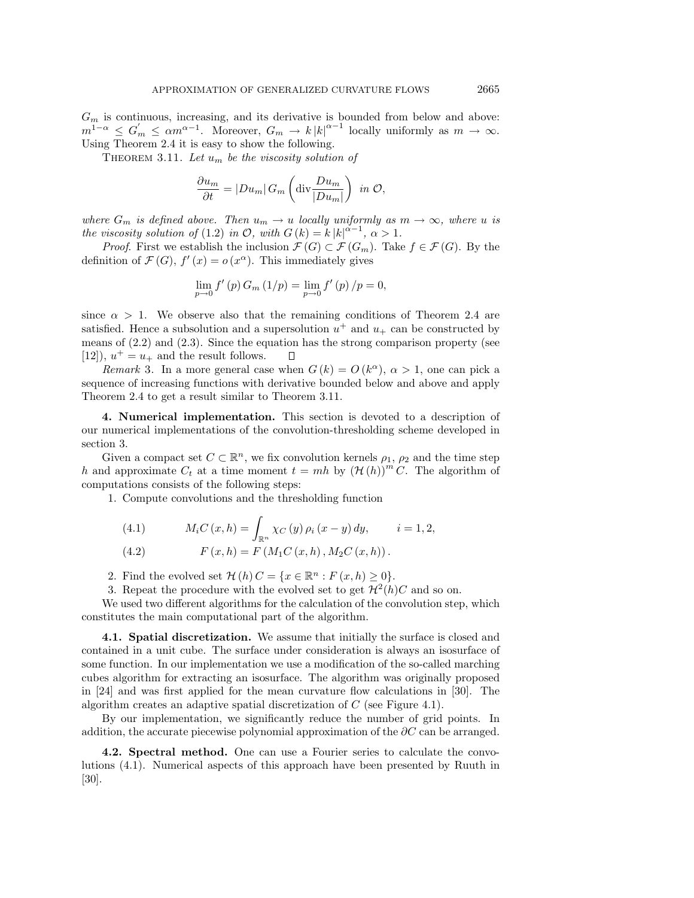$G_m$ is continuous, increasing, and its derivative is bounded from below and above: $m^{1-\alpha} \leq G_m^{'} \leq \alpha m^{\alpha-1}$. Moreover, $G_m \to k\,|k|^{\alpha-1}$ locally uniformly as $m \to \infty$. Using Theorem 2.4 it is easy to show the following.

THEOREM 3.11. *Let $u_m$ be the viscosity solution of*

$$\frac{\partial u_m}{\partial t} = |Du_m|\, G_m \left( \operatorname{div} \frac{Du_m}{|Du_m|} \right) \ \ in\ \mathcal{O},$$

*where $G_m$ is defined above. Then $u_m \to u$ locally uniformly as $m \to \infty$, where $u$ is the viscosity solution of* (1.2) *in $\mathcal{O}$, with $G(k) = k\,|k|^{\alpha-1}$, $\alpha > 1$.*

*Proof.* First we establish the inclusion $\mathcal{F}(G) \subset \mathcal{F}(G_m)$. Take $f \in \mathcal{F}(G)$. By the definition of $\mathcal{F}(G)$, $f'(x) = o(x^\alpha)$. This immediately gives

$$\lim_{p \to 0} f'(p)\, G_m(1/p) = \lim_{p \to 0} f'(p)/p = 0,$$

since $\alpha > 1$. We observe also that the remaining conditions of Theorem 2.4 are satisfied. Hence a subsolution and a supersolution $u^+$ and $u_+$ can be constructed by means of (2.2) and (2.3). Since the equation has the strong comparison property (see [12]), $u^+ = u_+$ and the result follows. $\square$

*Remark* 3. In a more general case when $G(k) = O(k^\alpha)$, $\alpha > 1$, one can pick a sequence of increasing functions with derivative bounded below and above and apply Theorem 2.4 to get a result similar to Theorem 3.11.

## 4. Numerical implementation.

This section is devoted to a description of our numerical implementations of the convolution-thresholding scheme developed in section 3.

Given a compact set $C \subset \mathbb{R}^n$, we fix convolution kernels $\rho_1$, $\rho_2$ and the time step $h$ and approximate $C_t$ at a time moment $t = mh$ by $(\mathcal{H}(h))^m C$. The algorithm of computations consists of the following steps:

1. Compute convolutions and the thresholding function

$$M_i C(x,h) = \int_{\mathbb{R}^n} \chi_C(y)\, \rho_i(x-y)\, dy, \qquad i = 1,2, \tag{4.1}$$

$$F(x,h) = F(M_1 C(x,h), M_2 C(x,h)). \tag{4.2}$$

2. Find the evolved set $\mathcal{H}(h)\, C = \{x \in \mathbb{R}^n : F(x,h) \geq 0\}$.
3. Repeat the procedure with the evolved set to get $\mathcal{H}^2(h)C$ and so on.

We used two different algorithms for the calculation of the convolution step, which constitutes the main computational part of the algorithm.

### 4.1. Spatial discretization.

We assume that initially the surface is closed and contained in a unit cube. The surface under consideration is always an isosurface of some function. In our implementation we use a modification of the so-called marching cubes algorithm for extracting an isosurface. The algorithm was originally proposed in [24] and was first applied for the mean curvature flow calculations in [30]. The algorithm creates an adaptive spatial discretization of $C$ (see Figure 4.1).

By our implementation, we significantly reduce the number of grid points. In addition, the accurate piecewise polynomial approximation of the $\partial C$ can be arranged.

### 4.2. Spectral method.

One can use a Fourier series to calculate the convolutions (4.1). Numerical aspects of this approach have been presented by Ruuth in [30].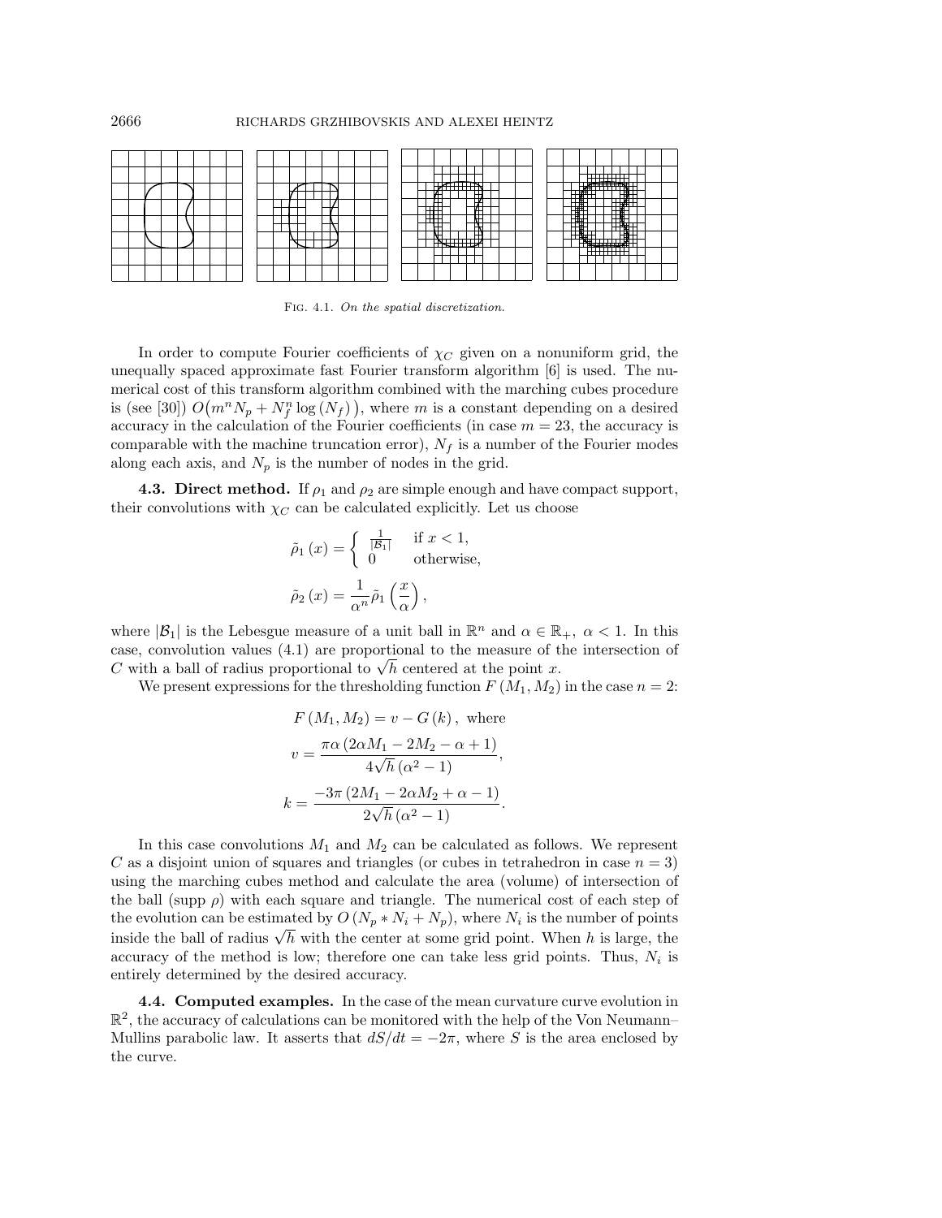Fig. 4.1. *On the spatial discretization.*

In order to compute Fourier coefficients of $\chi_C$ given on a nonuniform grid, the unequally spaced approximate fast Fourier transform algorithm [6] is used. The numerical cost of this transform algorithm combined with the marching cubes procedure is (see [30]) $O\big(m^n N_p + N_f^n \log(N_f)\big)$, where $m$ is a constant depending on a desired accuracy in the calculation of the Fourier coefficients (in case $m = 23$, the accuracy is comparable with the machine truncation error), $N_f$ is a number of the Fourier modes along each axis, and $N_p$ is the number of nodes in the grid.

**4.3. Direct method.** If $\rho_1$ and $\rho_2$ are simple enough and have compact support, their convolutions with $\chi_C$ can be calculated explicitly. Let us choose

$$\tilde{\rho}_1(x) = \begin{cases} \frac{1}{|\mathcal{B}_1|} & \text{if } x < 1, \\ 0 & \text{otherwise,} \end{cases}$$

$$\tilde{\rho}_2(x) = \frac{1}{\alpha^n}\tilde{\rho}_1\left(\frac{x}{\alpha}\right),$$

where $|\mathcal{B}_1|$ is the Lebesgue measure of a unit ball in $\mathbb{R}^n$ and $\alpha \in \mathbb{R}_+,\ \alpha < 1$. In this case, convolution values (4.1) are proportional to the measure of the intersection of $C$ with a ball of radius proportional to $\sqrt{h}$ centered at the point $x$.

We present expressions for the thresholding function $F(M_1, M_2)$ in the case $n = 2$:

$$F(M_1, M_2) = v - G(k), \text{ where}$$

$$v = \frac{\pi\alpha(2\alpha M_1 - 2M_2 - \alpha + 1)}{4\sqrt{h}(\alpha^2 - 1)},$$

$$k = \frac{-3\pi(2M_1 - 2\alpha M_2 + \alpha - 1)}{2\sqrt{h}(\alpha^2 - 1)}.$$

In this case convolutions $M_1$ and $M_2$ can be calculated as follows. We represent $C$ as a disjoint union of squares and triangles (or cubes in tetrahedron in case $n = 3$) using the marching cubes method and calculate the area (volume) of intersection of the ball (supp $\rho$) with each square and triangle. The numerical cost of each step of the evolution can be estimated by $O(N_p * N_i + N_p)$, where $N_i$ is the number of points inside the ball of radius $\sqrt{h}$ with the center at some grid point. When $h$ is large, the accuracy of the method is low; therefore one can take less grid points. Thus, $N_i$ is entirely determined by the desired accuracy.

**4.4. Computed examples.** In the case of the mean curvature curve evolution in $\mathbb{R}^2$, the accuracy of calculations can be monitored with the help of the Von Neumann–Mullins parabolic law. It asserts that $dS/dt = -2\pi$, where $S$ is the area enclosed by the curve.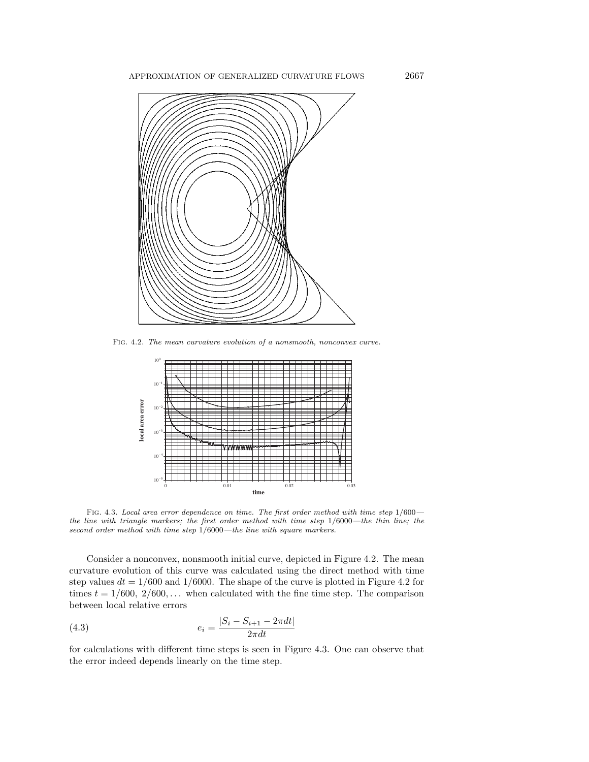Fig. 4.2. *The mean curvature evolution of a nonsmooth, nonconvex curve.*

Fig. 4.3. *Local area error dependence on time. The first order method with time step* $1/600$*— the line with triangle markers; the first order method with time step* $1/6000$*—the thin line; the second order method with time step* $1/6000$*—the line with square markers.*

Consider a nonconvex, nonsmooth initial curve, depicted in Figure 4.2. The mean curvature evolution of this curve was calculated using the direct method with time step values $dt = 1/600$ and $1/6000$. The shape of the curve is plotted in Figure 4.2 for times $t = 1/600, 2/600, \ldots$ when calculated with the fine time step. The comparison between local relative errors

$$e_i = \frac{|S_i - S_{i+1} - 2\pi dt|}{2\pi dt} \tag{4.3}$$

for calculations with different time steps is seen in Figure 4.3. One can observe that the error indeed depends linearly on the time step.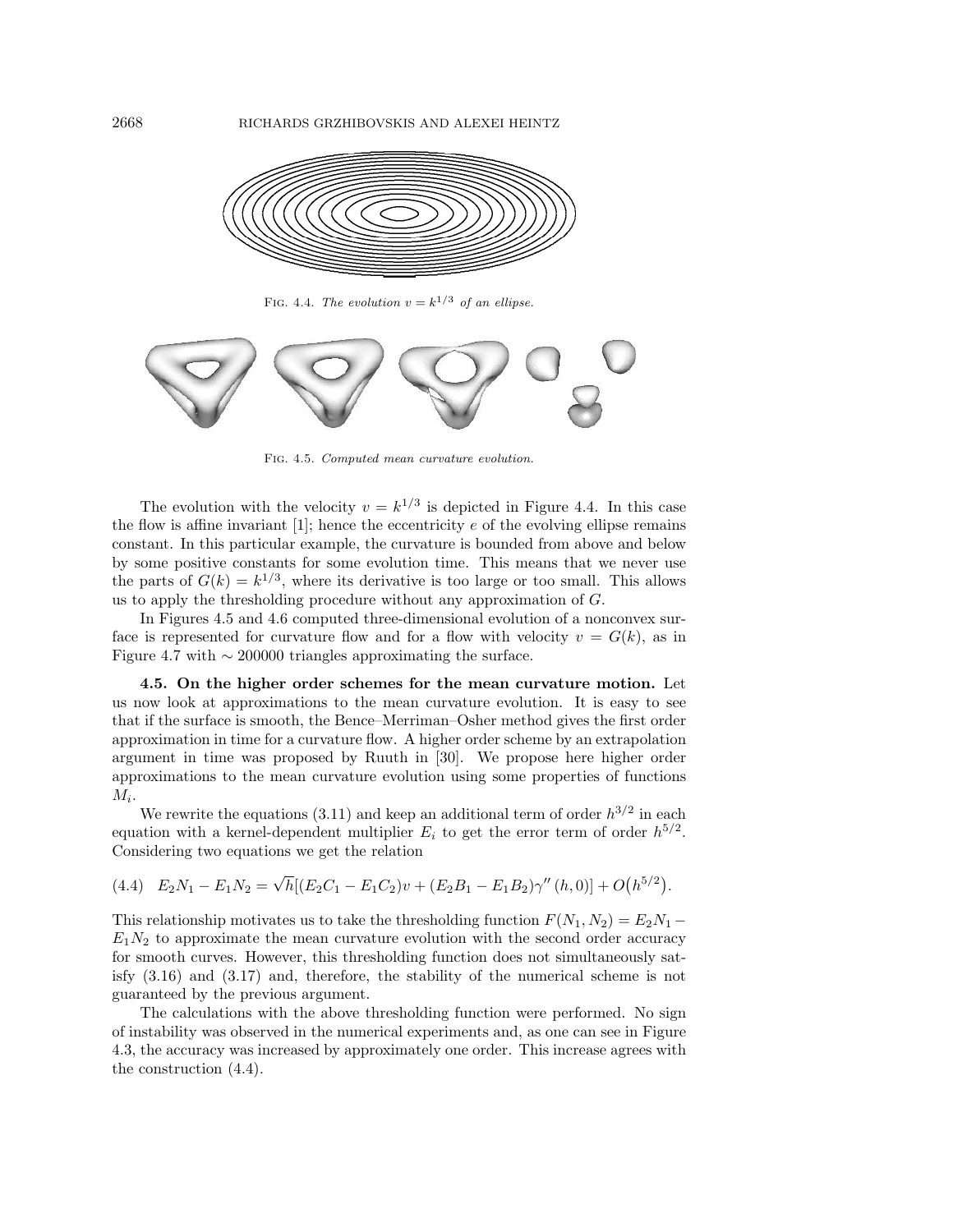FIG. 4.4. *The evolution $v = k^{1/3}$ of an ellipse.*

FIG. 4.5. *Computed mean curvature evolution.*

The evolution with the velocity $v = k^{1/3}$ is depicted in Figure 4.4. In this case the flow is affine invariant [1]; hence the eccentricity $e$ of the evolving ellipse remains constant. In this particular example, the curvature is bounded from above and below by some positive constants for some evolution time. This means that we never use the parts of $G(k) = k^{1/3}$, where its derivative is too large or too small. This allows us to apply the thresholding procedure without any approximation of $G$.

In Figures 4.5 and 4.6 computed three-dimensional evolution of a nonconvex surface is represented for curvature flow and for a flow with velocity $v = G(k)$, as in Figure 4.7 with $\sim 200000$ triangles approximating the surface.

**4.5. On the higher order schemes for the mean curvature motion.** Let us now look at approximations to the mean curvature evolution. It is easy to see that if the surface is smooth, the Bence–Merriman–Osher method gives the first order approximation in time for a curvature flow. A higher order scheme by an extrapolation argument in time was proposed by Ruuth in [30]. We propose here higher order approximations to the mean curvature evolution using some properties of functions $M_i$.

We rewrite the equations (3.11) and keep an additional term of order $h^{3/2}$ in each equation with a kernel-dependent multiplier $E_i$ to get the error term of order $h^{5/2}$. Considering two equations we get the relation

$$E_2 N_1 - E_1 N_2 = \sqrt{h}[(E_2 C_1 - E_1 C_2)v + (E_2 B_1 - E_1 B_2)\gamma''(h, 0)] + O\big(h^{5/2}\big). \tag{4.4}$$

This relationship motivates us to take the thresholding function $F(N_1, N_2) = E_2 N_1 - E_1 N_2$ to approximate the mean curvature evolution with the second order accuracy for smooth curves. However, this thresholding function does not simultaneously satisfy (3.16) and (3.17) and, therefore, the stability of the numerical scheme is not guaranteed by the previous argument.

The calculations with the above thresholding function were performed. No sign of instability was observed in the numerical experiments and, as one can see in Figure 4.3, the accuracy was increased by approximately one order. This increase agrees with the construction (4.4).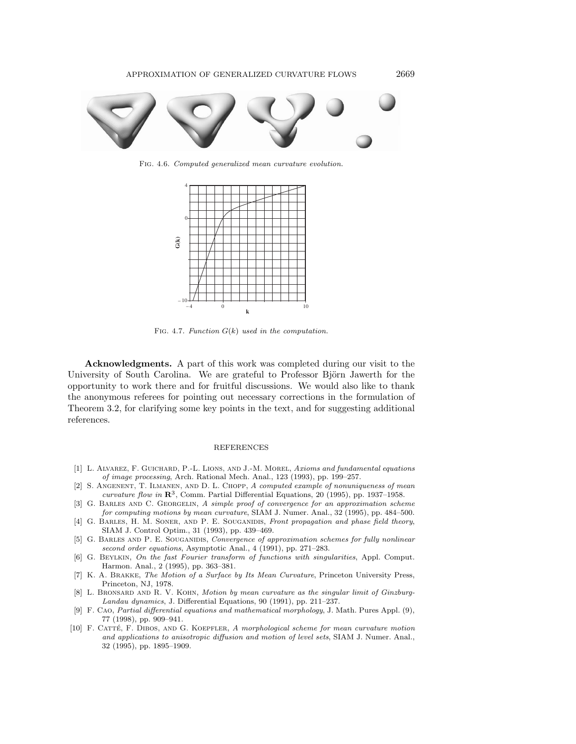Fig. 4.6. *Computed generalized mean curvature evolution.*

Fig. 4.7. *Function $G(k)$ used in the computation.*

**Acknowledgments.** A part of this work was completed during our visit to the University of South Carolina. We are grateful to Professor Björn Jawerth for the opportunity to work there and for fruitful discussions. We would also like to thank the anonymous referees for pointing out necessary corrections in the formulation of Theorem 3.2, for clarifying some key points in the text, and for suggesting additional references.

## REFERENCES

[1] L. Alvarez, F. Guichard, P.-L. Lions, and J.-M. Morel, *Axioms and fundamental equations of image processing*, Arch. Rational Mech. Anal., 123 (1993), pp. 199–257.

[2] S. Angenent, T. Ilmanen, and D. L. Chopp, *A computed example of nonuniqueness of mean curvature flow in* $\mathbf{R}^3$, Comm. Partial Differential Equations, 20 (1995), pp. 1937–1958.

[3] G. Barles and C. Georgelin, *A simple proof of convergence for an approximation scheme for computing motions by mean curvature*, SIAM J. Numer. Anal., 32 (1995), pp. 484–500.

[4] G. Barles, H. M. Soner, and P. E. Souganidis, *Front propagation and phase field theory*, SIAM J. Control Optim., 31 (1993), pp. 439–469.

[5] G. Barles and P. E. Souganidis, *Convergence of approximation schemes for fully nonlinear second order equations*, Asymptotic Anal., 4 (1991), pp. 271–283.

[6] G. Beylkin, *On the fast Fourier transform of functions with singularities*, Appl. Comput. Harmon. Anal., 2 (1995), pp. 363–381.

[7] K. A. Brakke, *The Motion of a Surface by Its Mean Curvature*, Princeton University Press, Princeton, NJ, 1978.

[8] L. Bronsard and R. V. Kohn, *Motion by mean curvature as the singular limit of Ginzburg-Landau dynamics*, J. Differential Equations, 90 (1991), pp. 211–237.

[9] F. Cao, *Partial differential equations and mathematical morphology*, J. Math. Pures Appl. (9), 77 (1998), pp. 909–941.

[10] F. Catté, F. Dibos, and G. Koepfler, *A morphological scheme for mean curvature motion and applications to anisotropic diffusion and motion of level sets*, SIAM J. Numer. Anal., 32 (1995), pp. 1895–1909.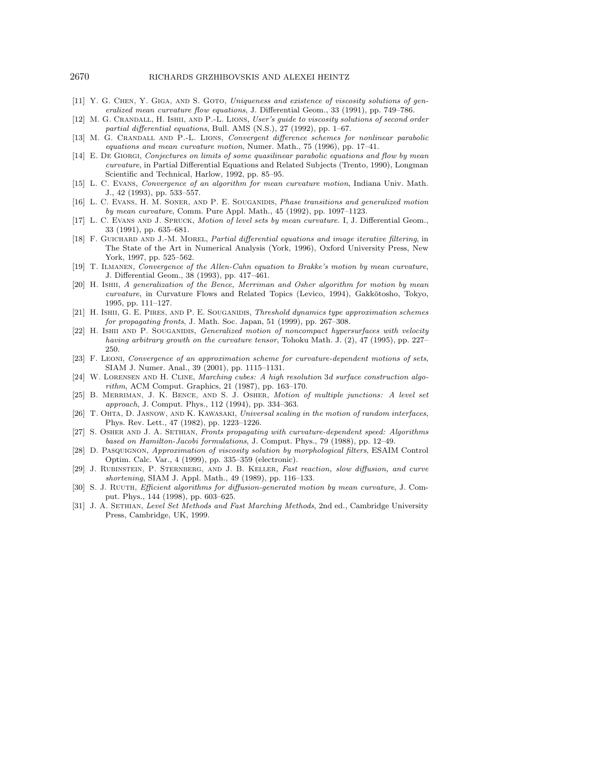[11] Y. G. Chen, Y. Giga, and S. Goto, *Uniqueness and existence of viscosity solutions of generalized mean curvature flow equations*, J. Differential Geom., 33 (1991), pp. 749–786.

[12] M. G. Crandall, H. Ishii, and P.-L. Lions, *User's guide to viscosity solutions of second order partial differential equations*, Bull. AMS (N.S.), 27 (1992), pp. 1–67.

[13] M. G. Crandall and P.-L. Lions, *Convergent difference schemes for nonlinear parabolic equations and mean curvature motion*, Numer. Math., 75 (1996), pp. 17–41.

[14] E. De Giorgi, *Conjectures on limits of some quasilinear parabolic equations and flow by mean curvature*, in Partial Differential Equations and Related Subjects (Trento, 1990), Longman Scientific and Technical, Harlow, 1992, pp. 85–95.

[15] L. C. Evans, *Convergence of an algorithm for mean curvature motion*, Indiana Univ. Math. J., 42 (1993), pp. 533–557.

[16] L. C. Evans, H. M. Soner, and P. E. Souganidis, *Phase transitions and generalized motion by mean curvature*, Comm. Pure Appl. Math., 45 (1992), pp. 1097–1123.

[17] L. C. Evans and J. Spruck, *Motion of level sets by mean curvature*. I, J. Differential Geom., 33 (1991), pp. 635–681.

[18] F. Guichard and J.-M. Morel, *Partial differential equations and image iterative filtering*, in The State of the Art in Numerical Analysis (York, 1996), Oxford University Press, New York, 1997, pp. 525–562.

[19] T. Ilmanen, *Convergence of the Allen-Cahn equation to Brakke's motion by mean curvature*, J. Differential Geom., 38 (1993), pp. 417–461.

[20] H. Ishii, *A generalization of the Bence, Merriman and Osher algorithm for motion by mean curvature*, in Curvature Flows and Related Topics (Levico, 1994), Gakkōtosho, Tokyo, 1995, pp. 111–127.

[21] H. Ishii, G. E. Pires, and P. E. Souganidis, *Threshold dynamics type approximation schemes for propagating fronts*, J. Math. Soc. Japan, 51 (1999), pp. 267–308.

[22] H. Ishii and P. Souganidis, *Generalized motion of noncompact hypersurfaces with velocity having arbitrary growth on the curvature tensor*, Tohoku Math. J. (2), 47 (1995), pp. 227–250.

[23] F. Leoni, *Convergence of an approximation scheme for curvature-dependent motions of sets*, SIAM J. Numer. Anal., 39 (2001), pp. 1115–1131.

[24] W. Lorensen and H. Cline, *Marching cubes: A high resolution 3d surface construction algorithm*, ACM Comput. Graphics, 21 (1987), pp. 163–170.

[25] B. Merriman, J. K. Bence, and S. J. Osher, *Motion of multiple junctions: A level set approach*, J. Comput. Phys., 112 (1994), pp. 334–363.

[26] T. Ohta, D. Jasnow, and K. Kawasaki, *Universal scaling in the motion of random interfaces*, Phys. Rev. Lett., 47 (1982), pp. 1223–1226.

[27] S. Osher and J. A. Sethian, *Fronts propagating with curvature-dependent speed: Algorithms based on Hamilton-Jacobi formulations*, J. Comput. Phys., 79 (1988), pp. 12–49.

[28] D. Pasquignon, *Approximation of viscosity solution by morphological filters*, ESAIM Control Optim. Calc. Var., 4 (1999), pp. 335–359 (electronic).

[29] J. Rubinstein, P. Sternberg, and J. B. Keller, *Fast reaction, slow diffusion, and curve shortening*, SIAM J. Appl. Math., 49 (1989), pp. 116–133.

[30] S. J. Ruuth, *Efficient algorithms for diffusion-generated motion by mean curvature*, J. Comput. Phys., 144 (1998), pp. 603–625.

[31] J. A. Sethian, *Level Set Methods and Fast Marching Methods*, 2nd ed., Cambridge University Press, Cambridge, UK, 1999.